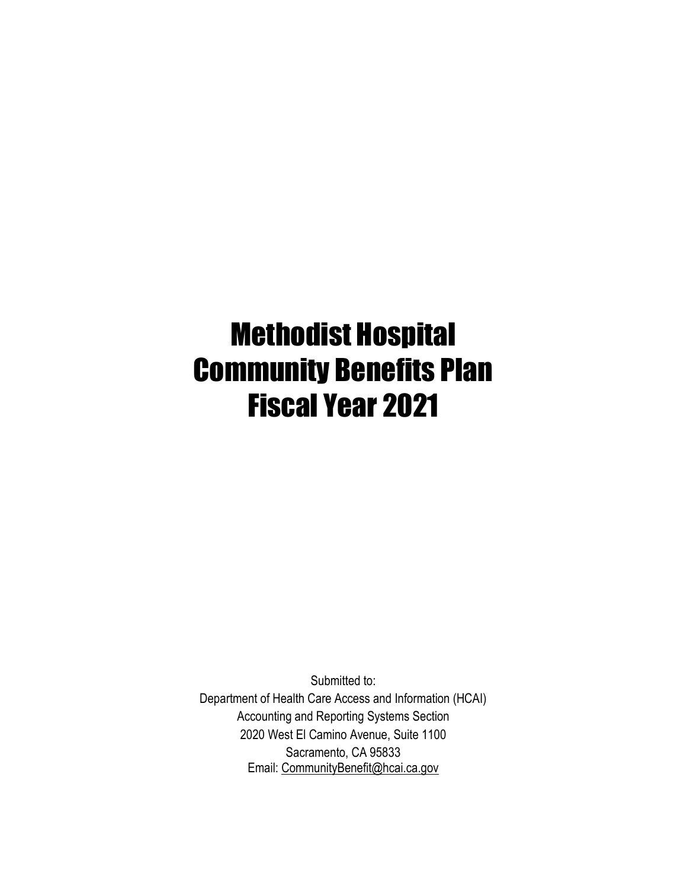# Methodist Hospital Community Benefits Plan Fiscal Year 2021

Submitted to:
Department of Health Care Access and Information (HCAI)
Accounting and Reporting Systems Section
2020 West El Camino Avenue, Suite 1100
Sacramento, CA 95833
Email: CommunityBenefit@hcai.ca.gov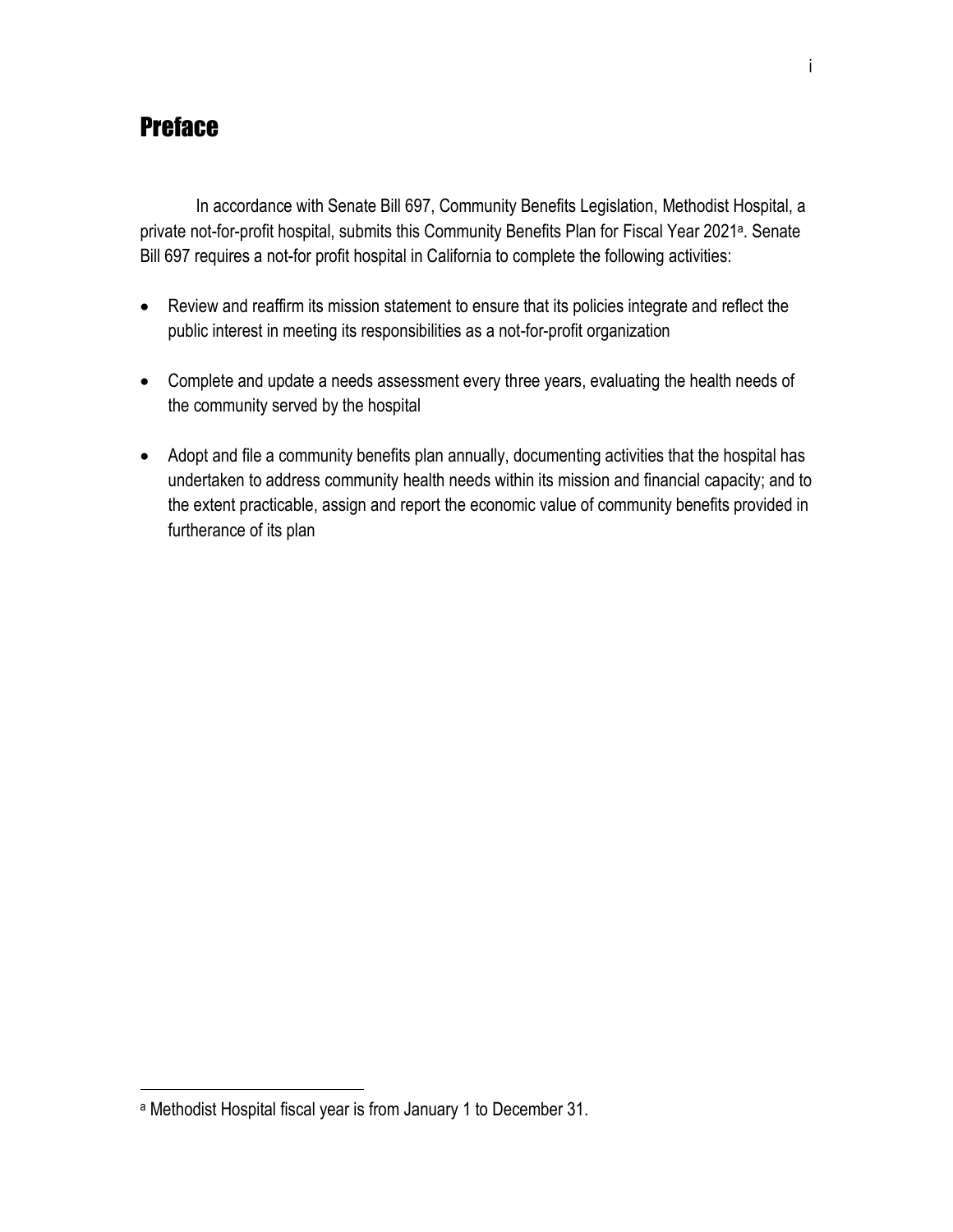# Preface

In accordance with Senate Bill 697, Community Benefits Legislation, Methodist Hospital, a private not-for-profit hospital, submits this Community Benefits Plan for Fiscal Year 2021[a]. Senate Bill 697 requires a not-for profit hospital in California to complete the following activities:

- Review and reaffirm its mission statement to ensure that its policies integrate and reflect the public interest in meeting its responsibilities as a not-for-profit organization
- Complete and update a needs assessment every three years, evaluating the health needs of the community served by the hospital
- Adopt and file a community benefits plan annually, documenting activities that the hospital has undertaken to address community health needs within its mission and financial capacity; and to the extent practicable, assign and report the economic value of community benefits provided in furtherance of its plan

[a] Methodist Hospital fiscal year is from January 1 to December 31.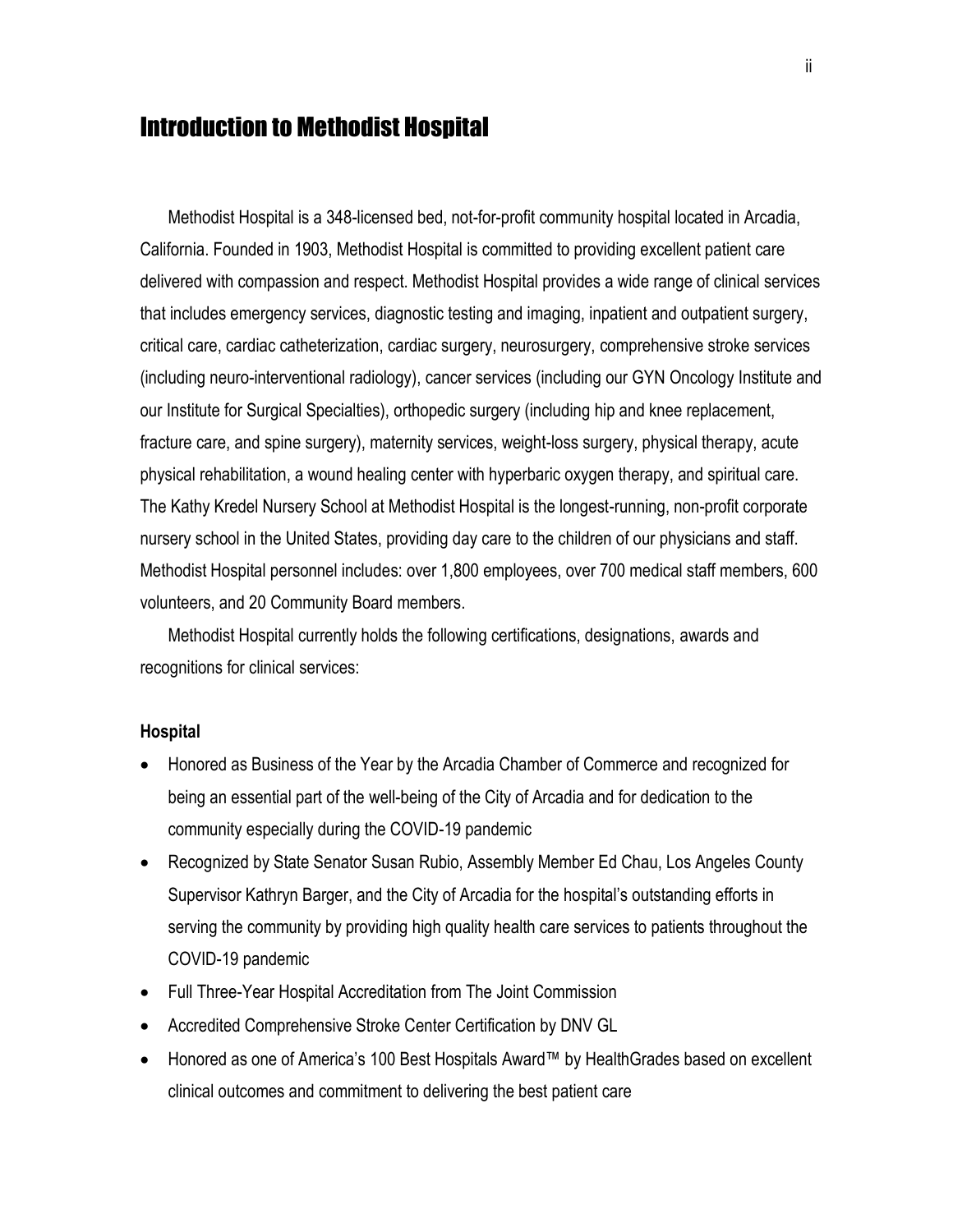# Introduction to Methodist Hospital

Methodist Hospital is a 348-licensed bed, not-for-profit community hospital located in Arcadia, California. Founded in 1903, Methodist Hospital is committed to providing excellent patient care delivered with compassion and respect. Methodist Hospital provides a wide range of clinical services that includes emergency services, diagnostic testing and imaging, inpatient and outpatient surgery, critical care, cardiac catheterization, cardiac surgery, neurosurgery, comprehensive stroke services (including neuro-interventional radiology), cancer services (including our GYN Oncology Institute and our Institute for Surgical Specialties), orthopedic surgery (including hip and knee replacement, fracture care, and spine surgery), maternity services, weight-loss surgery, physical therapy, acute physical rehabilitation, a wound healing center with hyperbaric oxygen therapy, and spiritual care. The Kathy Kredel Nursery School at Methodist Hospital is the longest-running, non-profit corporate nursery school in the United States, providing day care to the children of our physicians and staff. Methodist Hospital personnel includes: over 1,800 employees, over 700 medical staff members, 600 volunteers, and 20 Community Board members.

Methodist Hospital currently holds the following certifications, designations, awards and recognitions for clinical services:

**Hospital**

- Honored as Business of the Year by the Arcadia Chamber of Commerce and recognized for being an essential part of the well-being of the City of Arcadia and for dedication to the community especially during the COVID-19 pandemic
- Recognized by State Senator Susan Rubio, Assembly Member Ed Chau, Los Angeles County Supervisor Kathryn Barger, and the City of Arcadia for the hospital's outstanding efforts in serving the community by providing high quality health care services to patients throughout the COVID-19 pandemic
- Full Three-Year Hospital Accreditation from The Joint Commission
- Accredited Comprehensive Stroke Center Certification by DNV GL
- Honored as one of America's 100 Best Hospitals Award™ by HealthGrades based on excellent clinical outcomes and commitment to delivering the best patient care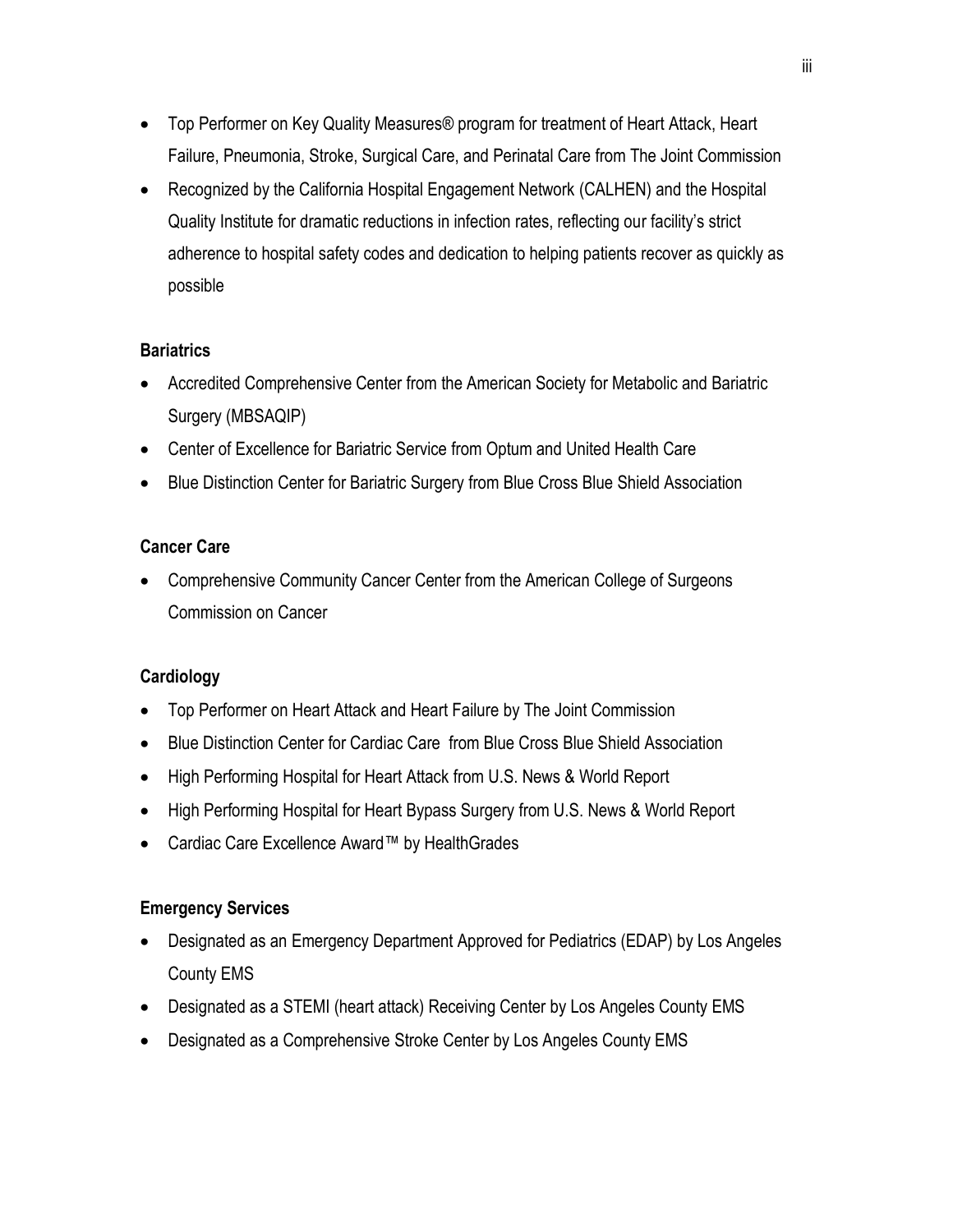- Top Performer on Key Quality Measures® program for treatment of Heart Attack, Heart Failure, Pneumonia, Stroke, Surgical Care, and Perinatal Care from The Joint Commission
- Recognized by the California Hospital Engagement Network (CALHEN) and the Hospital Quality Institute for dramatic reductions in infection rates, reflecting our facility's strict adherence to hospital safety codes and dedication to helping patients recover as quickly as possible

**Bariatrics**

- Accredited Comprehensive Center from the American Society for Metabolic and Bariatric Surgery (MBSAQIP)
- Center of Excellence for Bariatric Service from Optum and United Health Care
- Blue Distinction Center for Bariatric Surgery from Blue Cross Blue Shield Association

**Cancer Care**

- Comprehensive Community Cancer Center from the American College of Surgeons Commission on Cancer

**Cardiology**

- Top Performer on Heart Attack and Heart Failure by The Joint Commission
- Blue Distinction Center for Cardiac Care from Blue Cross Blue Shield Association
- High Performing Hospital for Heart Attack from U.S. News & World Report
- High Performing Hospital for Heart Bypass Surgery from U.S. News & World Report
- Cardiac Care Excellence Award™ by HealthGrades

**Emergency Services**

- Designated as an Emergency Department Approved for Pediatrics (EDAP) by Los Angeles County EMS
- Designated as a STEMI (heart attack) Receiving Center by Los Angeles County EMS
- Designated as a Comprehensive Stroke Center by Los Angeles County EMS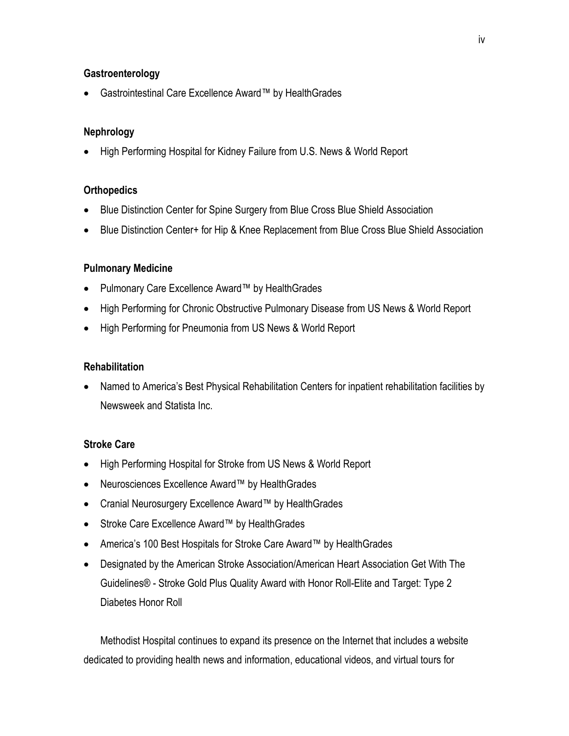**Gastroenterology**

- Gastrointestinal Care Excellence Award™ by HealthGrades

**Nephrology**

- High Performing Hospital for Kidney Failure from U.S. News & World Report

**Orthopedics**

- Blue Distinction Center for Spine Surgery from Blue Cross Blue Shield Association
- Blue Distinction Center+ for Hip & Knee Replacement from Blue Cross Blue Shield Association

**Pulmonary Medicine**

- Pulmonary Care Excellence Award™ by HealthGrades
- High Performing for Chronic Obstructive Pulmonary Disease from US News & World Report
- High Performing for Pneumonia from US News & World Report

**Rehabilitation**

- Named to America's Best Physical Rehabilitation Centers for inpatient rehabilitation facilities by Newsweek and Statista Inc.

**Stroke Care**

- High Performing Hospital for Stroke from US News & World Report
- Neurosciences Excellence Award™ by HealthGrades
- Cranial Neurosurgery Excellence Award™ by HealthGrades
- Stroke Care Excellence Award™ by HealthGrades
- America's 100 Best Hospitals for Stroke Care Award™ by HealthGrades
- Designated by the American Stroke Association/American Heart Association Get With The Guidelines® - Stroke Gold Plus Quality Award with Honor Roll-Elite and Target: Type 2 Diabetes Honor Roll

Methodist Hospital continues to expand its presence on the Internet that includes a website dedicated to providing health news and information, educational videos, and virtual tours for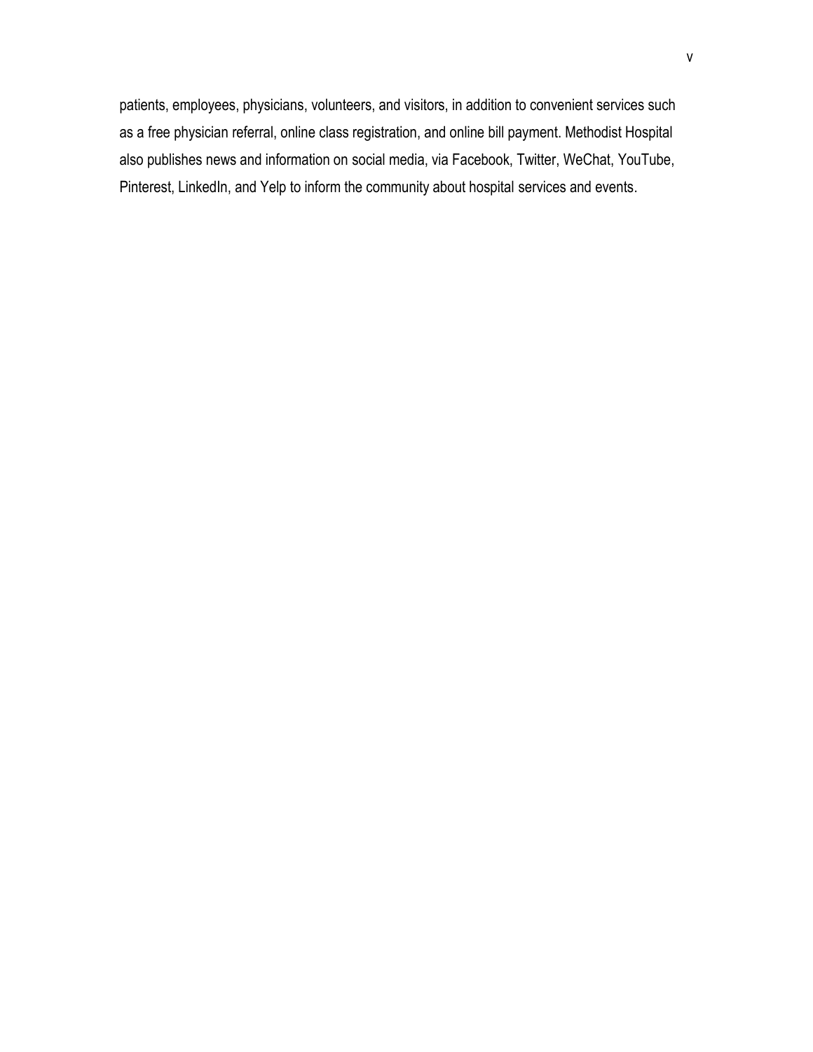patients, employees, physicians, volunteers, and visitors, in addition to convenient services such as a free physician referral, online class registration, and online bill payment. Methodist Hospital also publishes news and information on social media, via Facebook, Twitter, WeChat, YouTube, Pinterest, LinkedIn, and Yelp to inform the community about hospital services and events.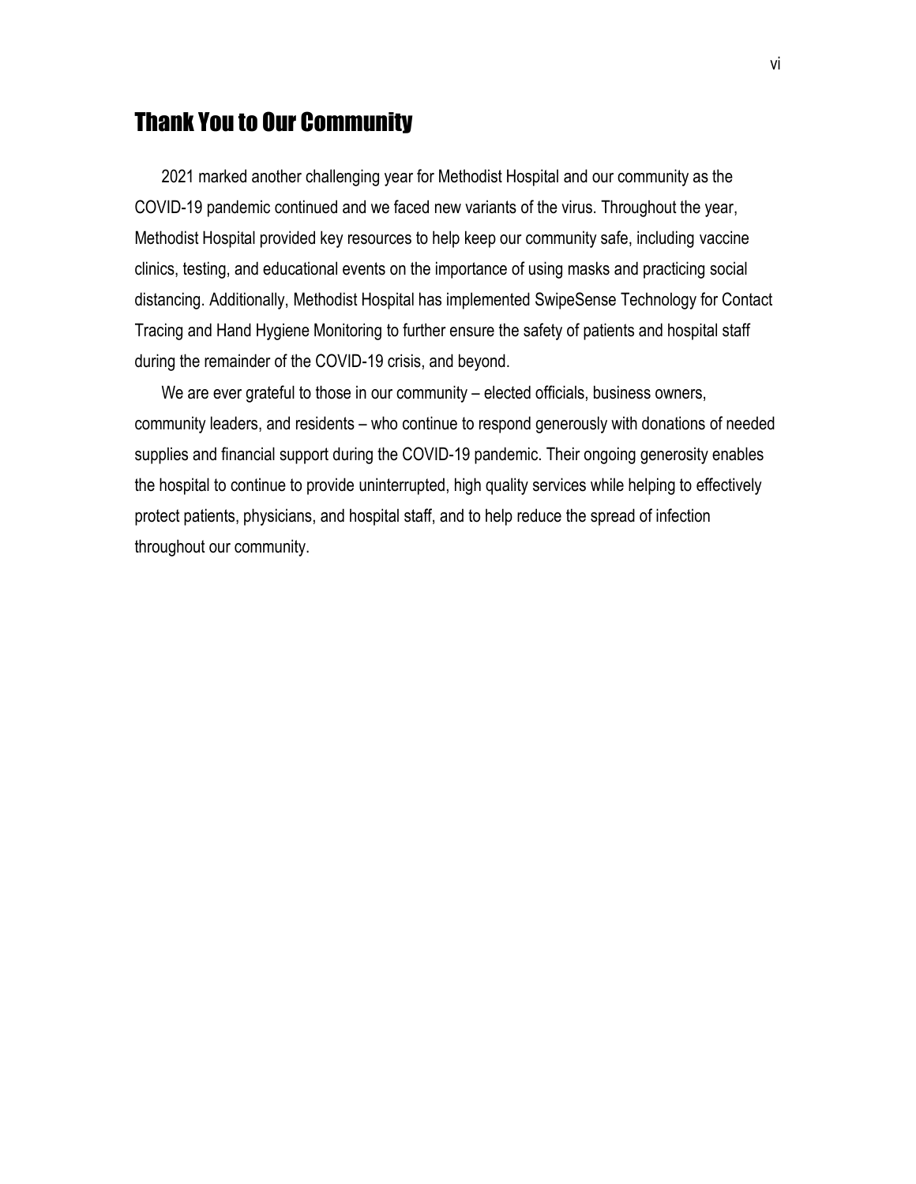## Thank You to Our Community

2021 marked another challenging year for Methodist Hospital and our community as the COVID-19 pandemic continued and we faced new variants of the virus. Throughout the year, Methodist Hospital provided key resources to help keep our community safe, including vaccine clinics, testing, and educational events on the importance of using masks and practicing social distancing. Additionally, Methodist Hospital has implemented SwipeSense Technology for Contact Tracing and Hand Hygiene Monitoring to further ensure the safety of patients and hospital staff during the remainder of the COVID-19 crisis, and beyond.

We are ever grateful to those in our community – elected officials, business owners, community leaders, and residents – who continue to respond generously with donations of needed supplies and financial support during the COVID-19 pandemic. Their ongoing generosity enables the hospital to continue to provide uninterrupted, high quality services while helping to effectively protect patients, physicians, and hospital staff, and to help reduce the spread of infection throughout our community.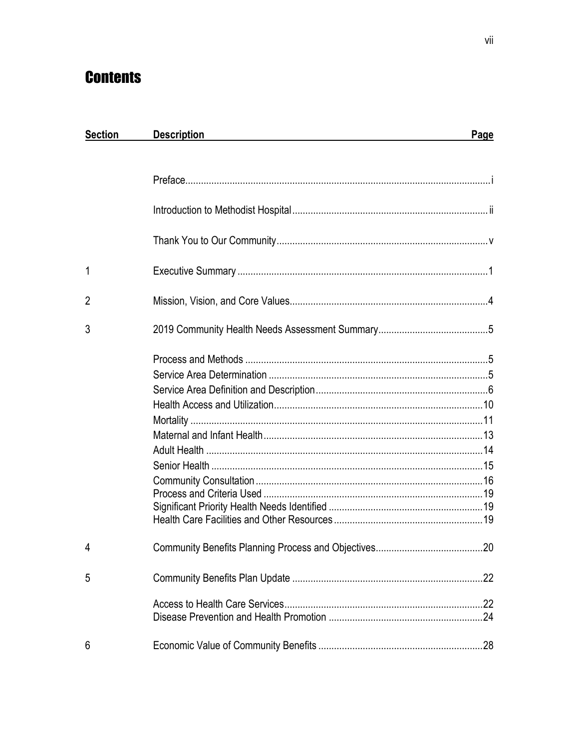# Contents

| Section | Description | Page |
|---|---|---|
| | Preface | i |
| | Introduction to Methodist Hospital | ii |
| | Thank You to Our Community | v |
| 1 | Executive Summary | 1 |
| 2 | Mission, Vision, and Core Values | 4 |
| 3 | 2019 Community Health Needs Assessment Summary | 5 |
| | Process and Methods | 5 |
| | Service Area Determination | 5 |
| | Service Area Definition and Description | 6 |
| | Health Access and Utilization | 10 |
| | Mortality | 11 |
| | Maternal and Infant Health | 13 |
| | Adult Health | 14 |
| | Senior Health | 15 |
| | Community Consultation | 16 |
| | Process and Criteria Used | 19 |
| | Significant Priority Health Needs Identified | 19 |
| | Health Care Facilities and Other Resources | 19 |
| 4 | Community Benefits Planning Process and Objectives | 20 |
| 5 | Community Benefits Plan Update | 22 |
| | Access to Health Care Services | 22 |
| | Disease Prevention and Health Promotion | 24 |
| 6 | Economic Value of Community Benefits | 28 |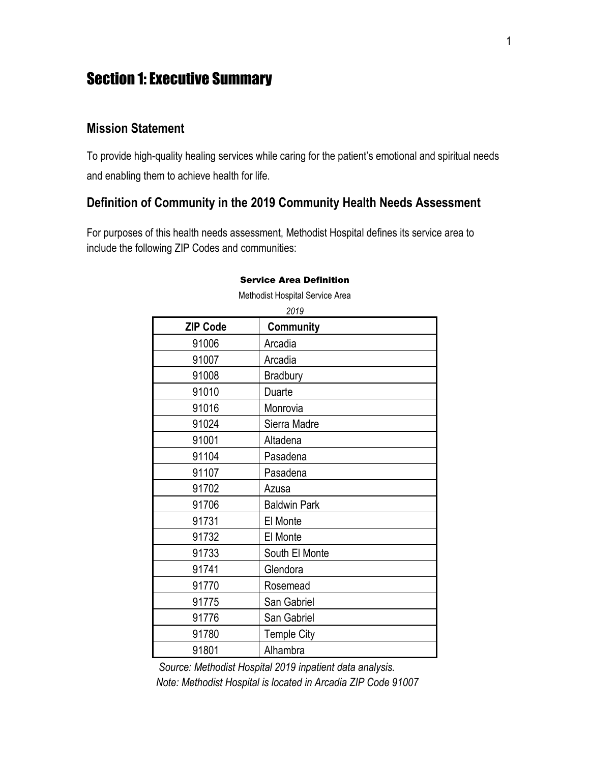# Section 1: Executive Summary

## Mission Statement

To provide high-quality healing services while caring for the patient's emotional and spiritual needs and enabling them to achieve health for life.

## Definition of Community in the 2019 Community Health Needs Assessment

For purposes of this health needs assessment, Methodist Hospital defines its service area to include the following ZIP Codes and communities:

**Service Area Definition**

Methodist Hospital Service Area

*2019*

| ZIP Code | Community |
|---|---|
| 91006 | Arcadia |
| 91007 | Arcadia |
| 91008 | Bradbury |
| 91010 | Duarte |
| 91016 | Monrovia |
| 91024 | Sierra Madre |
| 91001 | Altadena |
| 91104 | Pasadena |
| 91107 | Pasadena |
| 91702 | Azusa |
| 91706 | Baldwin Park |
| 91731 | El Monte |
| 91732 | El Monte |
| 91733 | South El Monte |
| 91741 | Glendora |
| 91770 | Rosemead |
| 91775 | San Gabriel |
| 91776 | San Gabriel |
| 91780 | Temple City |
| 91801 | Alhambra |

*Source: Methodist Hospital 2019 inpatient data analysis.*

*Note: Methodist Hospital is located in Arcadia ZIP Code 91007*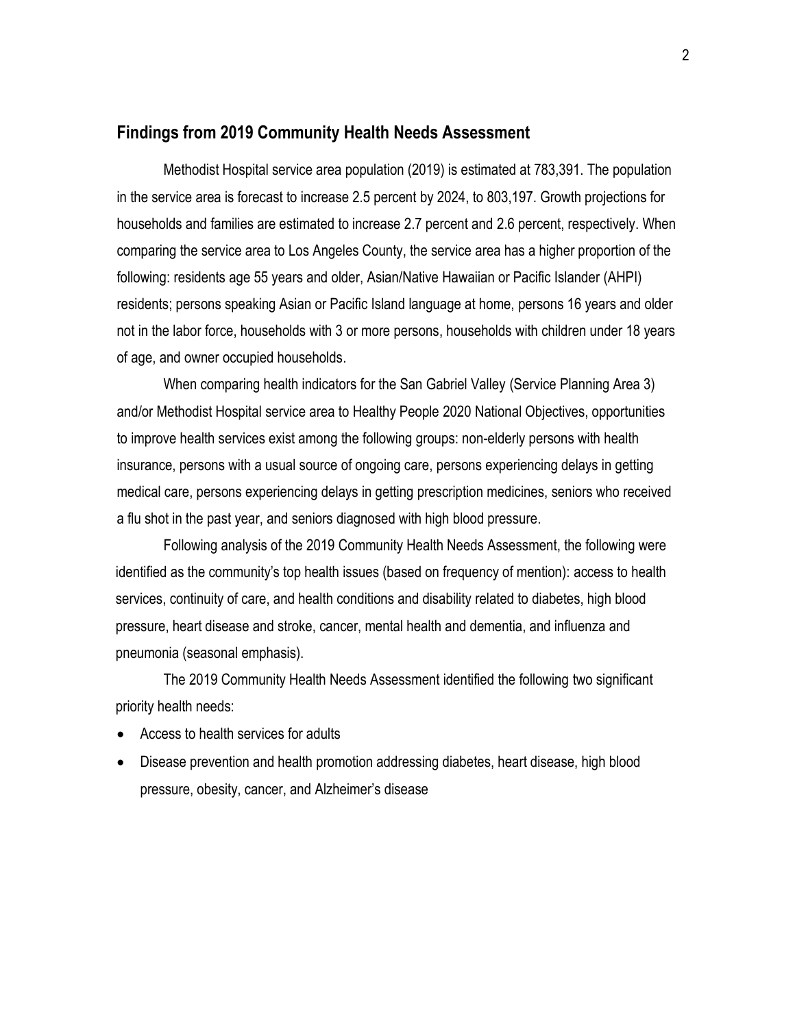## Findings from 2019 Community Health Needs Assessment

Methodist Hospital service area population (2019) is estimated at 783,391. The population in the service area is forecast to increase 2.5 percent by 2024, to 803,197. Growth projections for households and families are estimated to increase 2.7 percent and 2.6 percent, respectively. When comparing the service area to Los Angeles County, the service area has a higher proportion of the following: residents age 55 years and older, Asian/Native Hawaiian or Pacific Islander (AHPI) residents; persons speaking Asian or Pacific Island language at home, persons 16 years and older not in the labor force, households with 3 or more persons, households with children under 18 years of age, and owner occupied households.

When comparing health indicators for the San Gabriel Valley (Service Planning Area 3) and/or Methodist Hospital service area to Healthy People 2020 National Objectives, opportunities to improve health services exist among the following groups: non-elderly persons with health insurance, persons with a usual source of ongoing care, persons experiencing delays in getting medical care, persons experiencing delays in getting prescription medicines, seniors who received a flu shot in the past year, and seniors diagnosed with high blood pressure.

Following analysis of the 2019 Community Health Needs Assessment, the following were identified as the community's top health issues (based on frequency of mention): access to health services, continuity of care, and health conditions and disability related to diabetes, high blood pressure, heart disease and stroke, cancer, mental health and dementia, and influenza and pneumonia (seasonal emphasis).

The 2019 Community Health Needs Assessment identified the following two significant priority health needs:

- Access to health services for adults
- Disease prevention and health promotion addressing diabetes, heart disease, high blood pressure, obesity, cancer, and Alzheimer's disease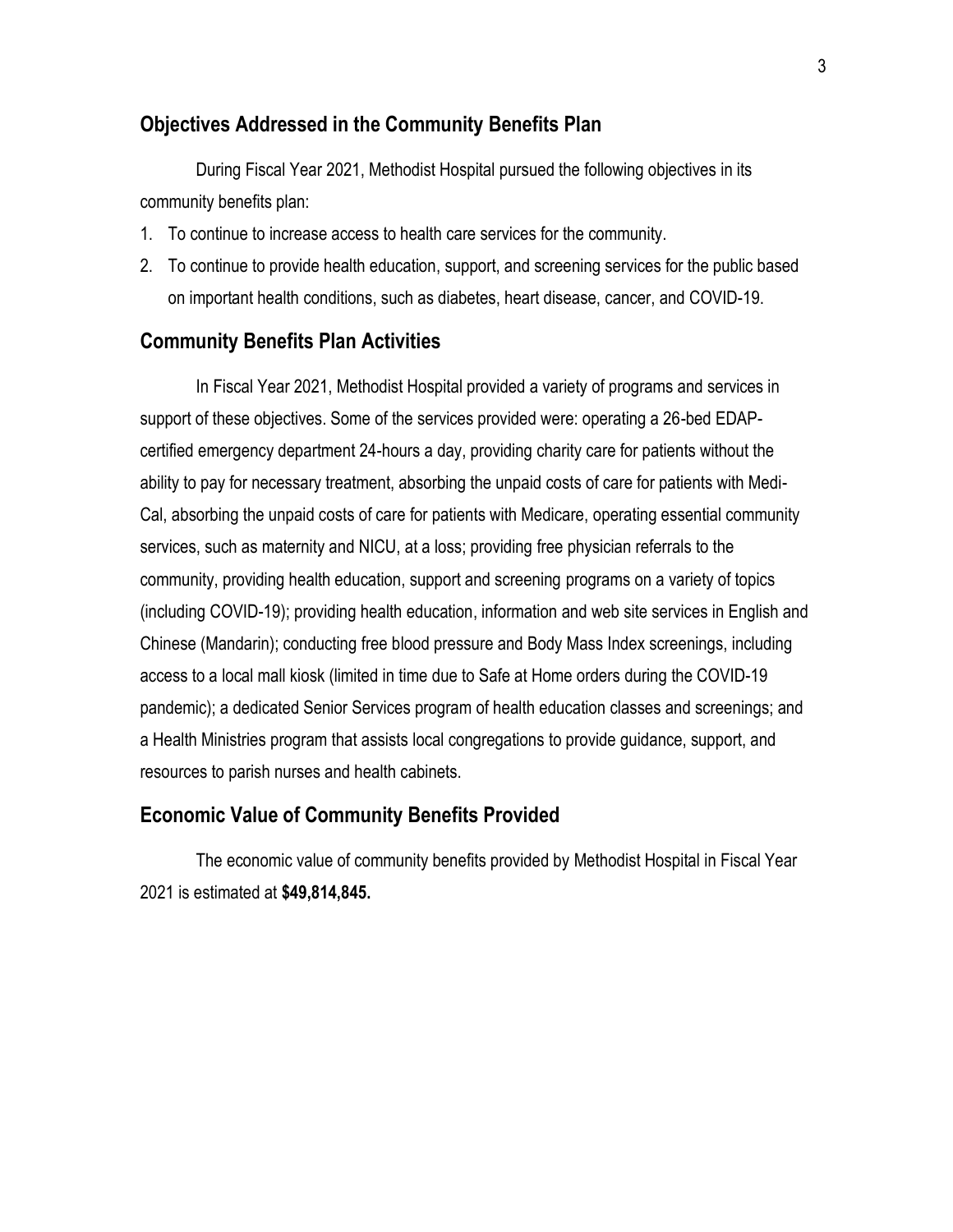## Objectives Addressed in the Community Benefits Plan

During Fiscal Year 2021, Methodist Hospital pursued the following objectives in its community benefits plan:

1. To continue to increase access to health care services for the community.
2. To continue to provide health education, support, and screening services for the public based on important health conditions, such as diabetes, heart disease, cancer, and COVID-19.

## Community Benefits Plan Activities

In Fiscal Year 2021, Methodist Hospital provided a variety of programs and services in support of these objectives. Some of the services provided were: operating a 26-bed EDAP-certified emergency department 24-hours a day, providing charity care for patients without the ability to pay for necessary treatment, absorbing the unpaid costs of care for patients with Medi-Cal, absorbing the unpaid costs of care for patients with Medicare, operating essential community services, such as maternity and NICU, at a loss; providing free physician referrals to the community, providing health education, support and screening programs on a variety of topics (including COVID-19); providing health education, information and web site services in English and Chinese (Mandarin); conducting free blood pressure and Body Mass Index screenings, including access to a local mall kiosk (limited in time due to Safe at Home orders during the COVID-19 pandemic); a dedicated Senior Services program of health education classes and screenings; and a Health Ministries program that assists local congregations to provide guidance, support, and resources to parish nurses and health cabinets.

## Economic Value of Community Benefits Provided

The economic value of community benefits provided by Methodist Hospital in Fiscal Year 2021 is estimated at **$49,814,845.**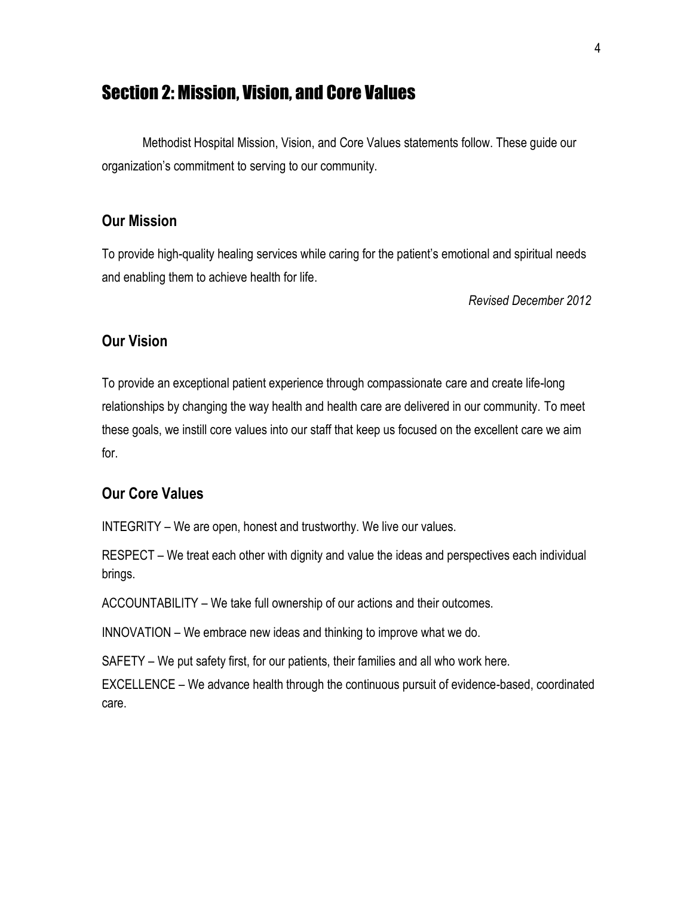# Section 2: Mission, Vision, and Core Values

Methodist Hospital Mission, Vision, and Core Values statements follow. These guide our organization's commitment to serving to our community.

## Our Mission

To provide high-quality healing services while caring for the patient's emotional and spiritual needs and enabling them to achieve health for life.

*Revised December 2012*

## Our Vision

To provide an exceptional patient experience through compassionate care and create life-long relationships by changing the way health and health care are delivered in our community. To meet these goals, we instill core values into our staff that keep us focused on the excellent care we aim for.

## Our Core Values

INTEGRITY – We are open, honest and trustworthy. We live our values.

RESPECT – We treat each other with dignity and value the ideas and perspectives each individual brings.

ACCOUNTABILITY – We take full ownership of our actions and their outcomes.

INNOVATION – We embrace new ideas and thinking to improve what we do.

SAFETY – We put safety first, for our patients, their families and all who work here.

EXCELLENCE – We advance health through the continuous pursuit of evidence-based, coordinated care.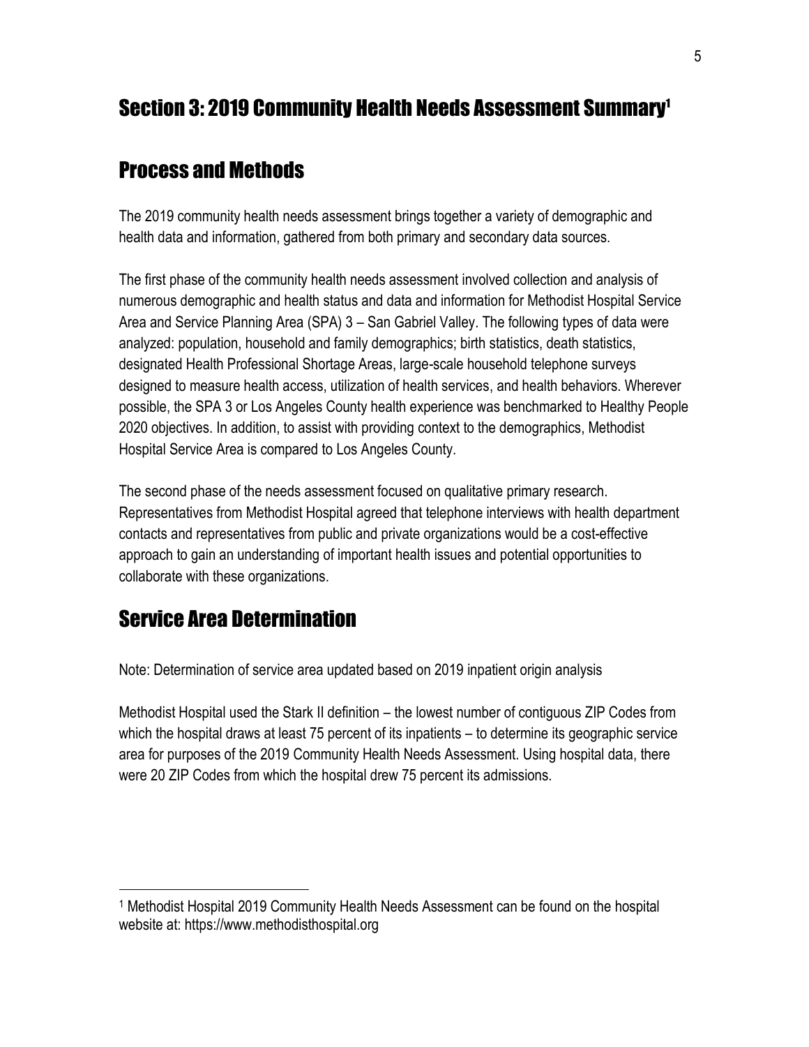# Section 3: 2019 Community Health Needs Assessment Summary[1]

## Process and Methods

The 2019 community health needs assessment brings together a variety of demographic and health data and information, gathered from both primary and secondary data sources.

The first phase of the community health needs assessment involved collection and analysis of numerous demographic and health status and data and information for Methodist Hospital Service Area and Service Planning Area (SPA) 3 – San Gabriel Valley. The following types of data were analyzed: population, household and family demographics; birth statistics, death statistics, designated Health Professional Shortage Areas, large-scale household telephone surveys designed to measure health access, utilization of health services, and health behaviors. Wherever possible, the SPA 3 or Los Angeles County health experience was benchmarked to Healthy People 2020 objectives. In addition, to assist with providing context to the demographics, Methodist Hospital Service Area is compared to Los Angeles County.

The second phase of the needs assessment focused on qualitative primary research. Representatives from Methodist Hospital agreed that telephone interviews with health department contacts and representatives from public and private organizations would be a cost-effective approach to gain an understanding of important health issues and potential opportunities to collaborate with these organizations.

## Service Area Determination

Note: Determination of service area updated based on 2019 inpatient origin analysis

Methodist Hospital used the Stark II definition – the lowest number of contiguous ZIP Codes from which the hospital draws at least 75 percent of its inpatients – to determine its geographic service area for purposes of the 2019 Community Health Needs Assessment. Using hospital data, there were 20 ZIP Codes from which the hospital drew 75 percent its admissions.

---

[1] Methodist Hospital 2019 Community Health Needs Assessment can be found on the hospital website at: https://www.methodisthospital.org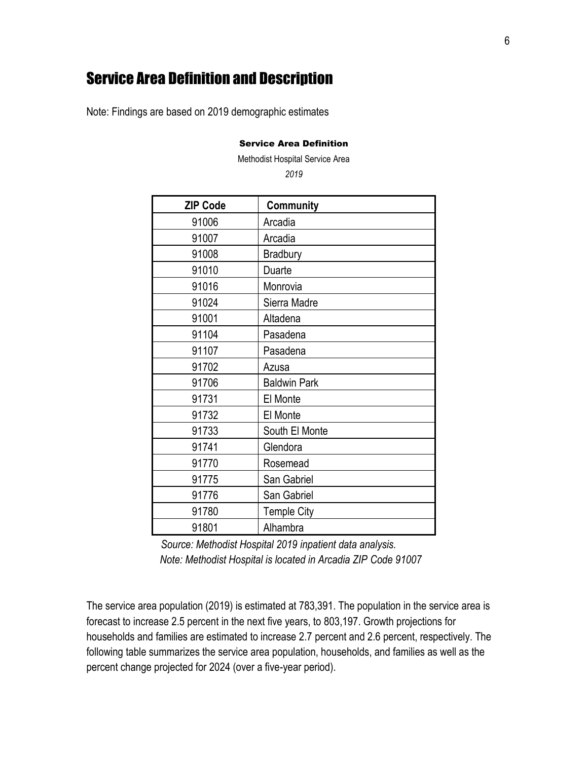## Service Area Definition and Description

Note: Findings are based on 2019 demographic estimates

**Service Area Definition**

Methodist Hospital Service Area

*2019*

| ZIP Code | Community |
|---|---|
| 91006 | Arcadia |
| 91007 | Arcadia |
| 91008 | Bradbury |
| 91010 | Duarte |
| 91016 | Monrovia |
| 91024 | Sierra Madre |
| 91001 | Altadena |
| 91104 | Pasadena |
| 91107 | Pasadena |
| 91702 | Azusa |
| 91706 | Baldwin Park |
| 91731 | El Monte |
| 91732 | El Monte |
| 91733 | South El Monte |
| 91741 | Glendora |
| 91770 | Rosemead |
| 91775 | San Gabriel |
| 91776 | San Gabriel |
| 91780 | Temple City |
| 91801 | Alhambra |

*Source: Methodist Hospital 2019 inpatient data analysis.*
*Note: Methodist Hospital is located in Arcadia ZIP Code 91007*

The service area population (2019) is estimated at 783,391. The population in the service area is forecast to increase 2.5 percent in the next five years, to 803,197. Growth projections for households and families are estimated to increase 2.7 percent and 2.6 percent, respectively. The following table summarizes the service area population, households, and families as well as the percent change projected for 2024 (over a five-year period).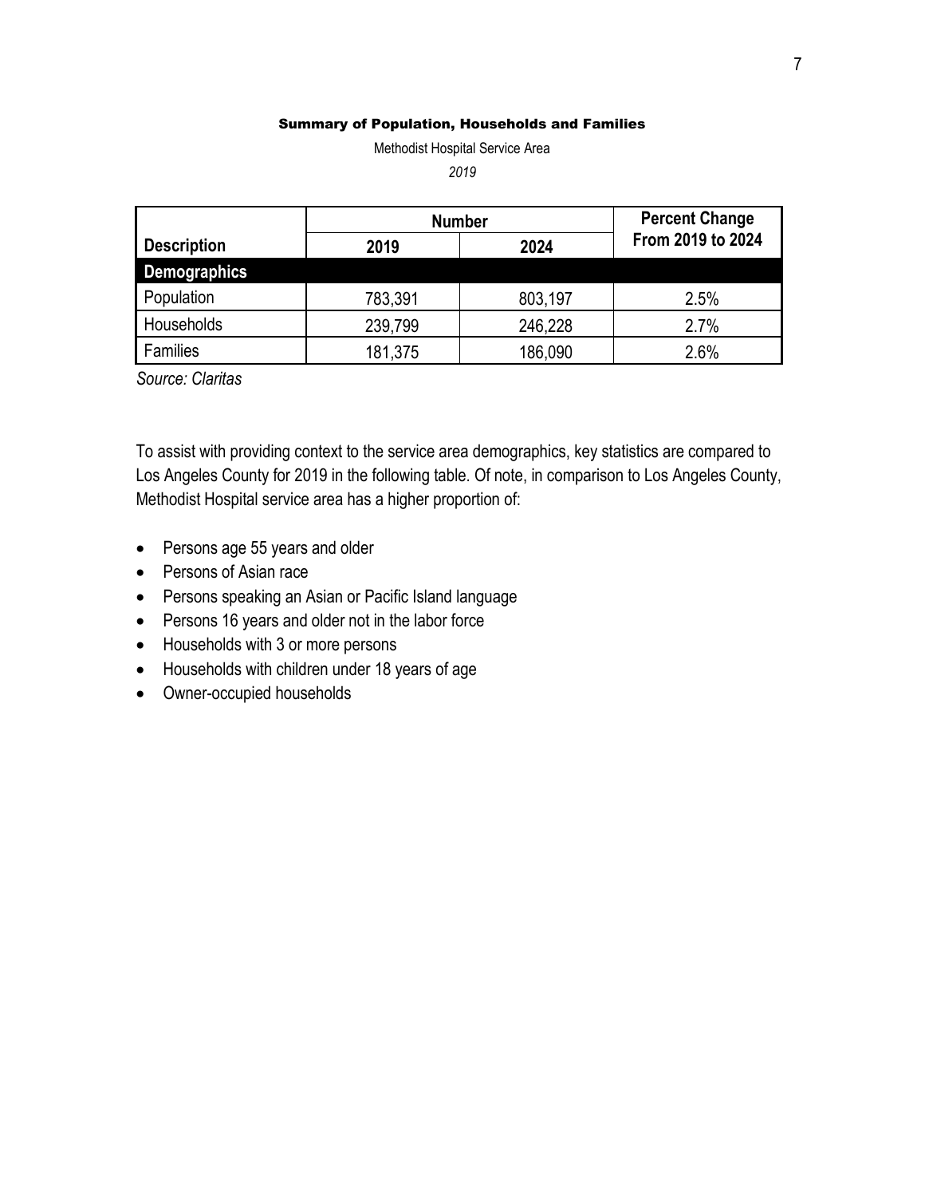**Summary of Population, Households and Families**

Methodist Hospital Service Area

*2019*

| Description | Number | | Percent Change From 2019 to 2024 |
|---|---|---|---|
| | 2019 | 2024 | |
| **Demographics** | | | |
| Population | 783,391 | 803,197 | 2.5% |
| Households | 239,799 | 246,228 | 2.7% |
| Families | 181,375 | 186,090 | 2.6% |

*Source: Claritas*

To assist with providing context to the service area demographics, key statistics are compared to Los Angeles County for 2019 in the following table. Of note, in comparison to Los Angeles County, Methodist Hospital service area has a higher proportion of:

- Persons age 55 years and older
- Persons of Asian race
- Persons speaking an Asian or Pacific Island language
- Persons 16 years and older not in the labor force
- Households with 3 or more persons
- Households with children under 18 years of age
- Owner-occupied households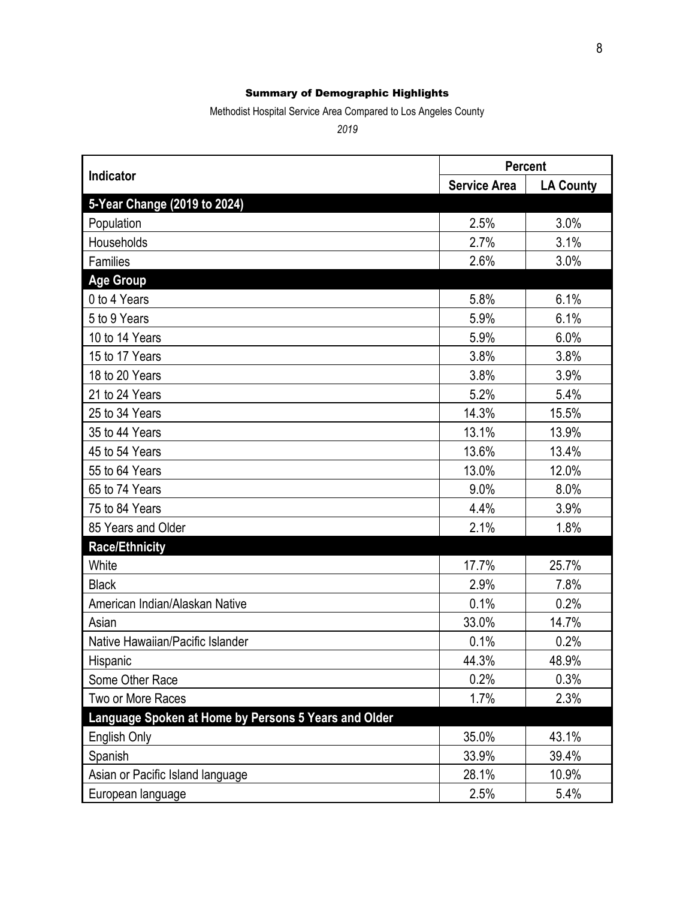## Summary of Demographic Highlights

Methodist Hospital Service Area Compared to Los Angeles County

*2019*

| Indicator | Percent | |
|---|---|---|
| | Service Area | LA County |
| **5-Year Change (2019 to 2024)** | | |
| Population | 2.5% | 3.0% |
| Households | 2.7% | 3.1% |
| Families | 2.6% | 3.0% |
| **Age Group** | | |
| 0 to 4 Years | 5.8% | 6.1% |
| 5 to 9 Years | 5.9% | 6.1% |
| 10 to 14 Years | 5.9% | 6.0% |
| 15 to 17 Years | 3.8% | 3.8% |
| 18 to 20 Years | 3.8% | 3.9% |
| 21 to 24 Years | 5.2% | 5.4% |
| 25 to 34 Years | 14.3% | 15.5% |
| 35 to 44 Years | 13.1% | 13.9% |
| 45 to 54 Years | 13.6% | 13.4% |
| 55 to 64 Years | 13.0% | 12.0% |
| 65 to 74 Years | 9.0% | 8.0% |
| 75 to 84 Years | 4.4% | 3.9% |
| 85 Years and Older | 2.1% | 1.8% |
| **Race/Ethnicity** | | |
| White | 17.7% | 25.7% |
| Black | 2.9% | 7.8% |
| American Indian/Alaskan Native | 0.1% | 0.2% |
| Asian | 33.0% | 14.7% |
| Native Hawaiian/Pacific Islander | 0.1% | 0.2% |
| Hispanic | 44.3% | 48.9% |
| Some Other Race | 0.2% | 0.3% |
| Two or More Races | 1.7% | 2.3% |
| **Language Spoken at Home by Persons 5 Years and Older** | | |
| English Only | 35.0% | 43.1% |
| Spanish | 33.9% | 39.4% |
| Asian or Pacific Island language | 28.1% | 10.9% |
| European language | 2.5% | 5.4% |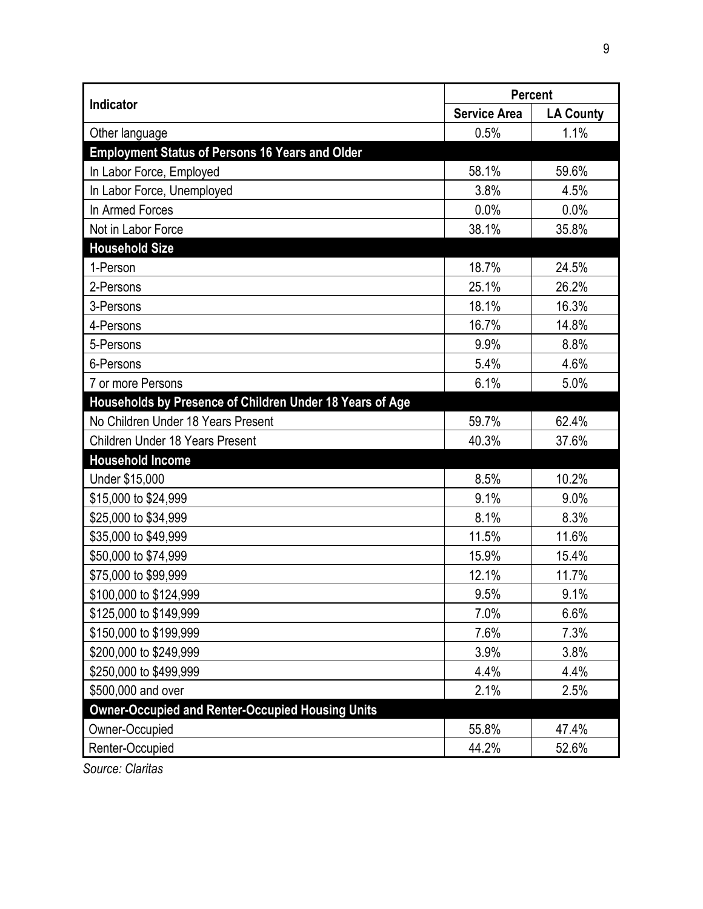| Indicator | Percent | |
|---|---|---|
| | Service Area | LA County |
| Other language | 0.5% | 1.1% |
| **Employment Status of Persons 16 Years and Older** | | |
| In Labor Force, Employed | 58.1% | 59.6% |
| In Labor Force, Unemployed | 3.8% | 4.5% |
| In Armed Forces | 0.0% | 0.0% |
| Not in Labor Force | 38.1% | 35.8% |
| **Household Size** | | |
| 1-Person | 18.7% | 24.5% |
| 2-Persons | 25.1% | 26.2% |
| 3-Persons | 18.1% | 16.3% |
| 4-Persons | 16.7% | 14.8% |
| 5-Persons | 9.9% | 8.8% |
| 6-Persons | 5.4% | 4.6% |
| 7 or more Persons | 6.1% | 5.0% |
| **Households by Presence of Children Under 18 Years of Age** | | |
| No Children Under 18 Years Present | 59.7% | 62.4% |
| Children Under 18 Years Present | 40.3% | 37.6% |
| **Household Income** | | |
| Under $15,000 | 8.5% | 10.2% |
| $15,000 to $24,999 | 9.1% | 9.0% |
| $25,000 to $34,999 | 8.1% | 8.3% |
| $35,000 to $49,999 | 11.5% | 11.6% |
| $50,000 to $74,999 | 15.9% | 15.4% |
| $75,000 to $99,999 | 12.1% | 11.7% |
| $100,000 to $124,999 | 9.5% | 9.1% |
| $125,000 to $149,999 | 7.0% | 6.6% |
| $150,000 to $199,999 | 7.6% | 7.3% |
| $200,000 to $249,999 | 3.9% | 3.8% |
| $250,000 to $499,999 | 4.4% | 4.4% |
| $500,000 and over | 2.1% | 2.5% |
| **Owner-Occupied and Renter-Occupied Housing Units** | | |
| Owner-Occupied | 55.8% | 47.4% |
| Renter-Occupied | 44.2% | 52.6% |

*Source: Claritas*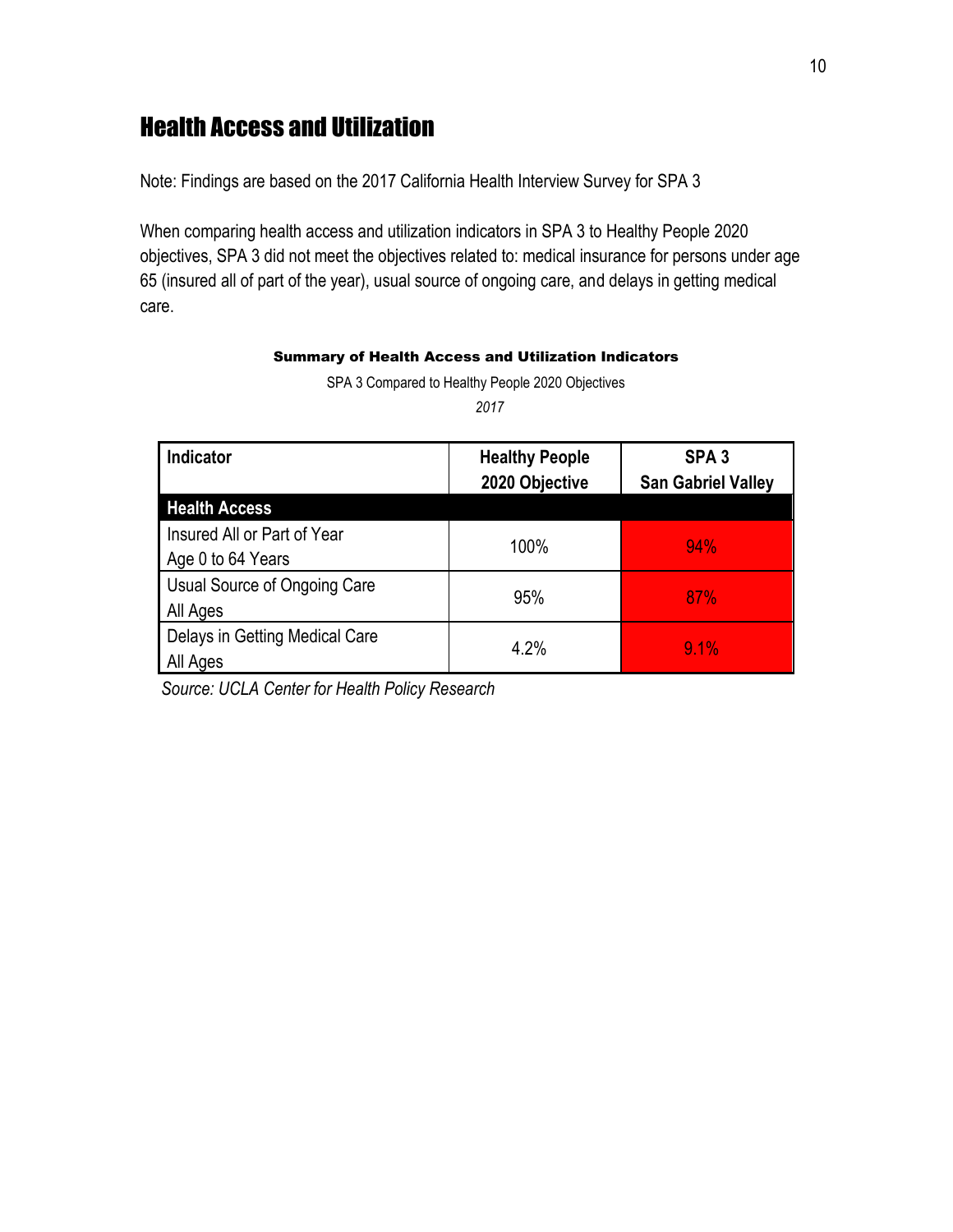# Health Access and Utilization

Note: Findings are based on the 2017 California Health Interview Survey for SPA 3

When comparing health access and utilization indicators in SPA 3 to Healthy People 2020 objectives, SPA 3 did not meet the objectives related to: medical insurance for persons under age 65 (insured all of part of the year), usual source of ongoing care, and delays in getting medical care.

**Summary of Health Access and Utilization Indicators**

SPA 3 Compared to Healthy People 2020 Objectives

*2017*

| Indicator | Healthy People 2020 Objective | SPA 3 San Gabriel Valley |
|---|---|---|
| **Health Access** | | |
| Insured All or Part of Year Age 0 to 64 Years | 100% | 94% |
| Usual Source of Ongoing Care All Ages | 95% | 87% |
| Delays in Getting Medical Care All Ages | 4.2% | 9.1% |

*Source: UCLA Center for Health Policy Research*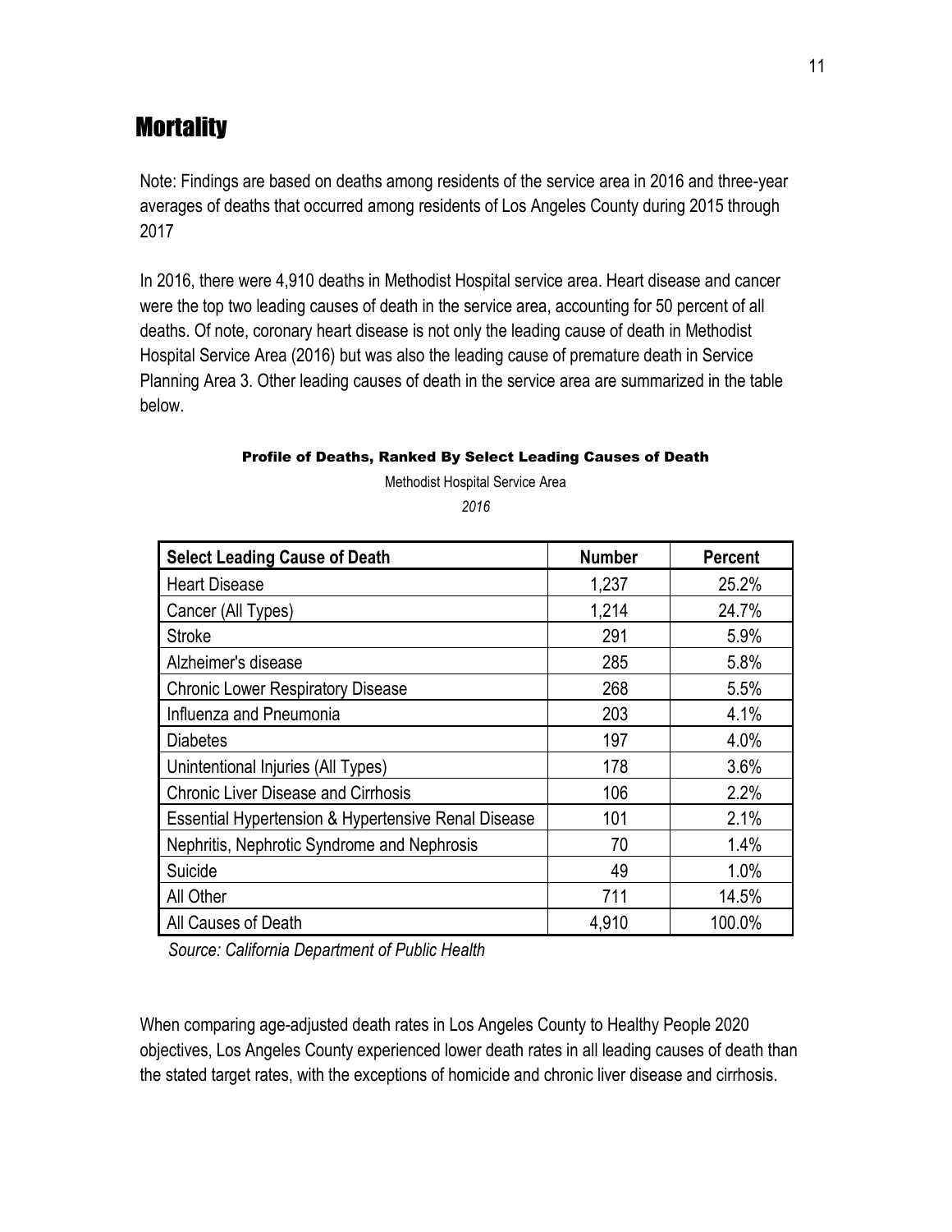## Mortality

Note: Findings are based on deaths among residents of the service area in 2016 and three-year averages of deaths that occurred among residents of Los Angeles County during 2015 through 2017

In 2016, there were 4,910 deaths in Methodist Hospital service area. Heart disease and cancer were the top two leading causes of death in the service area, accounting for 50 percent of all deaths. Of note, coronary heart disease is not only the leading cause of death in Methodist Hospital Service Area (2016) but was also the leading cause of premature death in Service Planning Area 3. Other leading causes of death in the service area are summarized in the table below.

**Profile of Deaths, Ranked By Select Leading Causes of Death**

Methodist Hospital Service Area

*2016*

| Select Leading Cause of Death | Number | Percent |
|---|---|---|
| Heart Disease | 1,237 | 25.2% |
| Cancer (All Types) | 1,214 | 24.7% |
| Stroke | 291 | 5.9% |
| Alzheimer's disease | 285 | 5.8% |
| Chronic Lower Respiratory Disease | 268 | 5.5% |
| Influenza and Pneumonia | 203 | 4.1% |
| Diabetes | 197 | 4.0% |
| Unintentional Injuries (All Types) | 178 | 3.6% |
| Chronic Liver Disease and Cirrhosis | 106 | 2.2% |
| Essential Hypertension & Hypertensive Renal Disease | 101 | 2.1% |
| Nephritis, Nephrotic Syndrome and Nephrosis | 70 | 1.4% |
| Suicide | 49 | 1.0% |
| All Other | 711 | 14.5% |
| All Causes of Death | 4,910 | 100.0% |

*Source: California Department of Public Health*

When comparing age-adjusted death rates in Los Angeles County to Healthy People 2020 objectives, Los Angeles County experienced lower death rates in all leading causes of death than the stated target rates, with the exceptions of homicide and chronic liver disease and cirrhosis.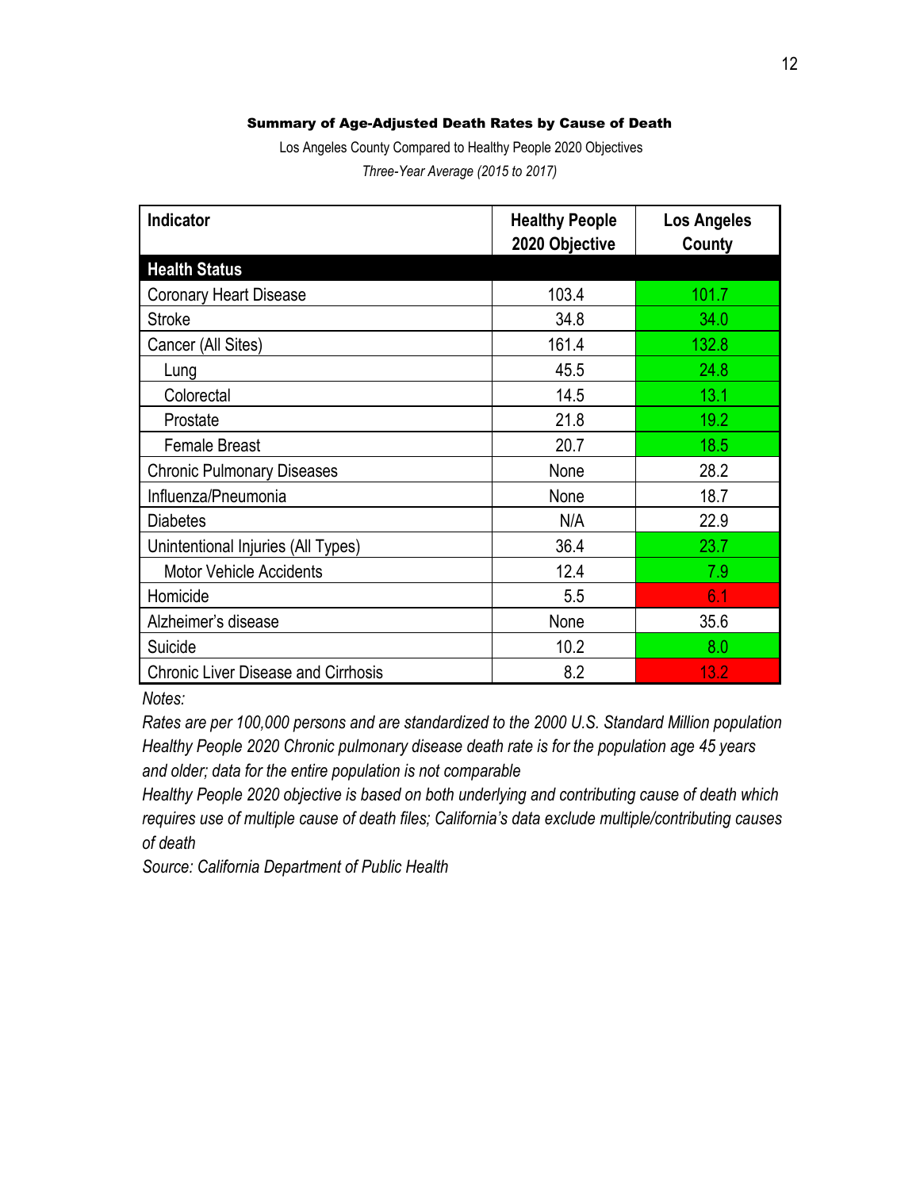**Summary of Age-Adjusted Death Rates by Cause of Death**

Los Angeles County Compared to Healthy People 2020 Objectives

*Three-Year Average (2015 to 2017)*

| Indicator | Healthy People 2020 Objective | Los Angeles County |
|---|---|---|
| **Health Status** | | |
| Coronary Heart Disease | 103.4 | 101.7 |
| Stroke | 34.8 | 34.0 |
| Cancer (All Sites) | 161.4 | 132.8 |
| Lung | 45.5 | 24.8 |
| Colorectal | 14.5 | 13.1 |
| Prostate | 21.8 | 19.2 |
| Female Breast | 20.7 | 18.5 |
| Chronic Pulmonary Diseases | None | 28.2 |
| Influenza/Pneumonia | None | 18.7 |
| Diabetes | N/A | 22.9 |
| Unintentional Injuries (All Types) | 36.4 | 23.7 |
| Motor Vehicle Accidents | 12.4 | 7.9 |
| Homicide | 5.5 | 6.1 |
| Alzheimer's disease | None | 35.6 |
| Suicide | 10.2 | 8.0 |
| Chronic Liver Disease and Cirrhosis | 8.2 | 13.2 |

*Notes:*

*Rates are per 100,000 persons and are standardized to the 2000 U.S. Standard Million population*

*Healthy People 2020 Chronic pulmonary disease death rate is for the population age 45 years and older; data for the entire population is not comparable*

*Healthy People 2020 objective is based on both underlying and contributing cause of death which requires use of multiple cause of death files; California's data exclude multiple/contributing causes of death*

*Source: California Department of Public Health*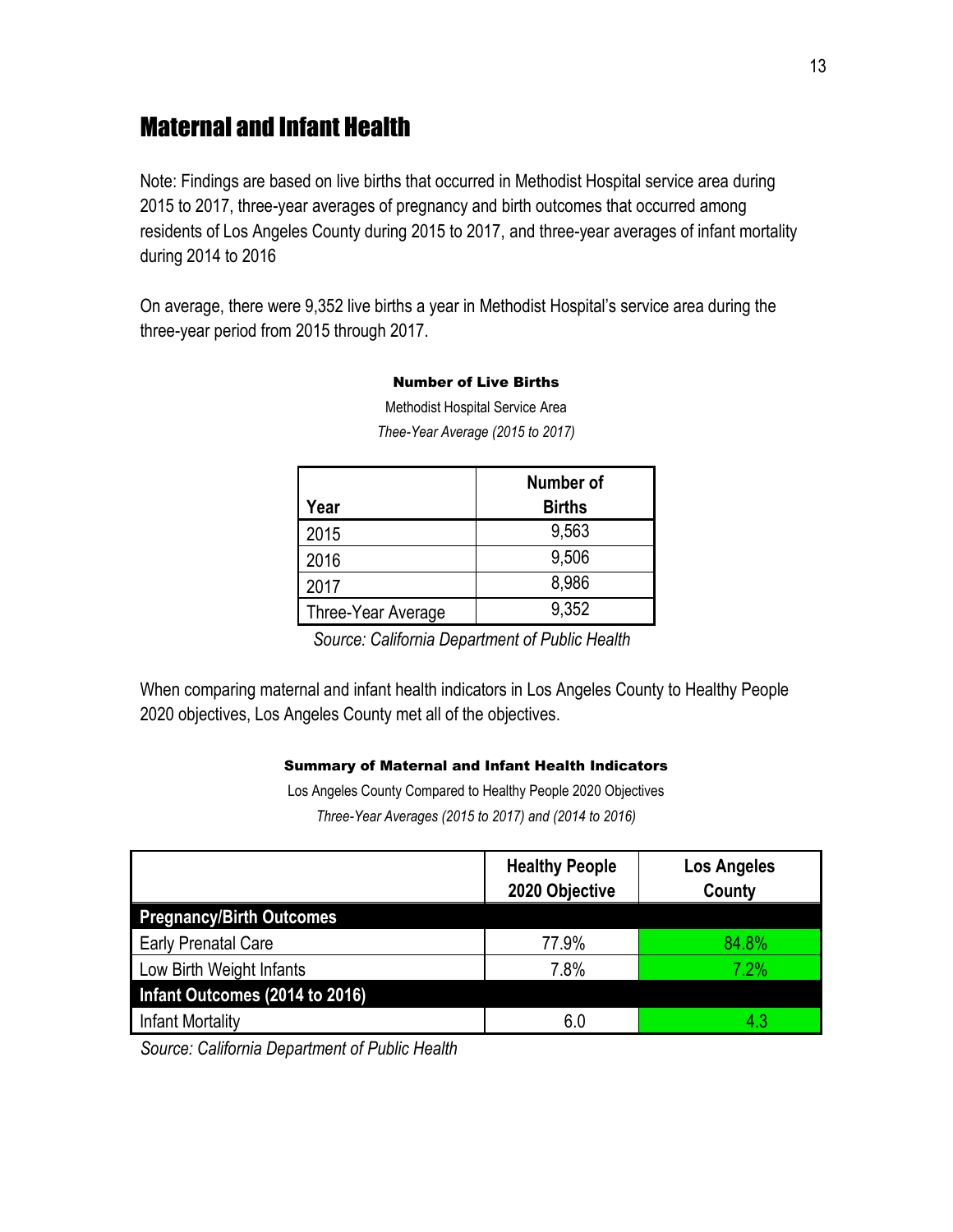# Maternal and Infant Health

Note: Findings are based on live births that occurred in Methodist Hospital service area during 2015 to 2017, three-year averages of pregnancy and birth outcomes that occurred among residents of Los Angeles County during 2015 to 2017, and three-year averages of infant mortality during 2014 to 2016

On average, there were 9,352 live births a year in Methodist Hospital's service area during the three-year period from 2015 through 2017.

**Number of Live Births**

Methodist Hospital Service Area

*Thee-Year Average (2015 to 2017)*

| Year | Number of Births |
|---|---|
| 2015 | 9,563 |
| 2016 | 9,506 |
| 2017 | 8,986 |
| Three-Year Average | 9,352 |

*Source: California Department of Public Health*

When comparing maternal and infant health indicators in Los Angeles County to Healthy People 2020 objectives, Los Angeles County met all of the objectives.

**Summary of Maternal and Infant Health Indicators**

Los Angeles County Compared to Healthy People 2020 Objectives

*Three-Year Averages (2015 to 2017) and (2014 to 2016)*

| | Healthy People 2020 Objective | Los Angeles County |
|---|---|---|
| **Pregnancy/Birth Outcomes** | | |
| Early Prenatal Care | 77.9% | 84.8% |
| Low Birth Weight Infants | 7.8% | 7.2% |
| **Infant Outcomes (2014 to 2016)** | | |
| Infant Mortality | 6.0 | 4.3 |

*Source: California Department of Public Health*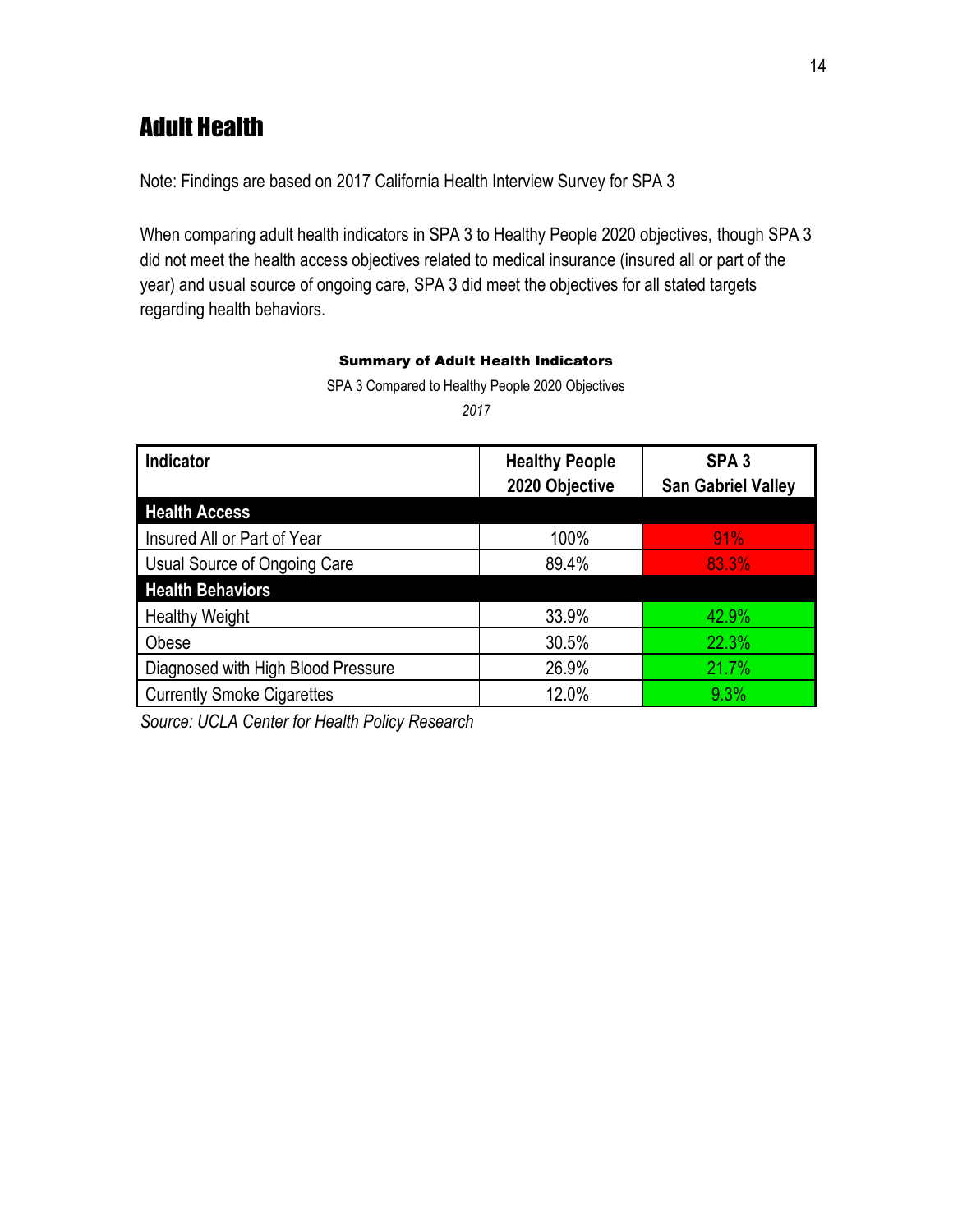## Adult Health

Note: Findings are based on 2017 California Health Interview Survey for SPA 3

When comparing adult health indicators in SPA 3 to Healthy People 2020 objectives, though SPA 3 did not meet the health access objectives related to medical insurance (insured all or part of the year) and usual source of ongoing care, SPA 3 did meet the objectives for all stated targets regarding health behaviors.

**Summary of Adult Health Indicators**

SPA 3 Compared to Healthy People 2020 Objectives

*2017*

| Indicator | Healthy People 2020 Objective | SPA 3 San Gabriel Valley |
|---|---|---|
| **Health Access** | | |
| Insured All or Part of Year | 100% | 91% |
| Usual Source of Ongoing Care | 89.4% | 83.3% |
| **Health Behaviors** | | |
| Healthy Weight | 33.9% | 42.9% |
| Obese | 30.5% | 22.3% |
| Diagnosed with High Blood Pressure | 26.9% | 21.7% |
| Currently Smoke Cigarettes | 12.0% | 9.3% |

*Source: UCLA Center for Health Policy Research*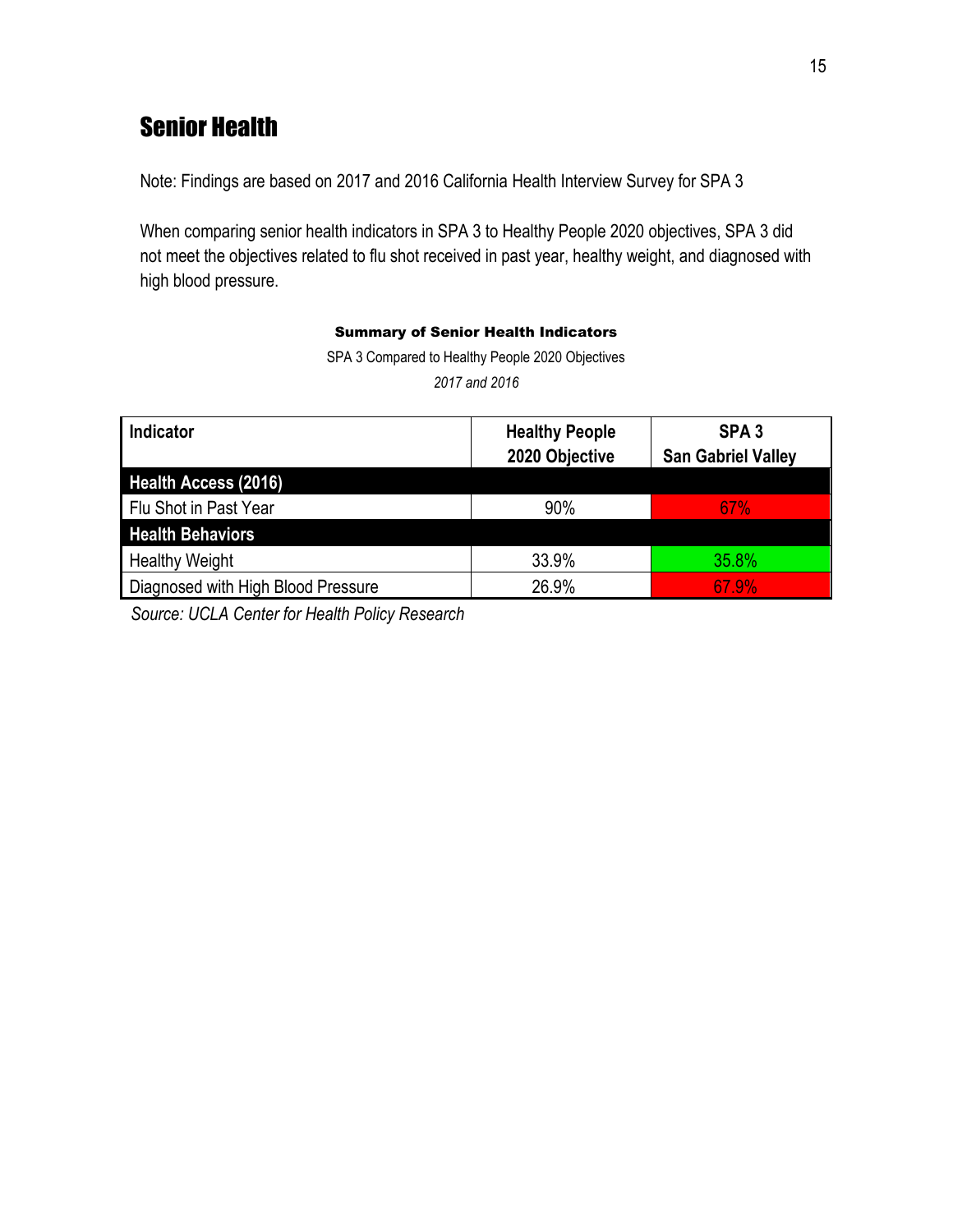## Senior Health

Note: Findings are based on 2017 and 2016 California Health Interview Survey for SPA 3

When comparing senior health indicators in SPA 3 to Healthy People 2020 objectives, SPA 3 did not meet the objectives related to flu shot received in past year, healthy weight, and diagnosed with high blood pressure.

**Summary of Senior Health Indicators**

SPA 3 Compared to Healthy People 2020 Objectives

*2017 and 2016*

| Indicator | Healthy People 2020 Objective | SPA 3 San Gabriel Valley |
|---|---|---|
| **Health Access (2016)** | | |
| Flu Shot in Past Year | 90% | 67% |
| **Health Behaviors** | | |
| Healthy Weight | 33.9% | 35.8% |
| Diagnosed with High Blood Pressure | 26.9% | 67.9% |

*Source: UCLA Center for Health Policy Research*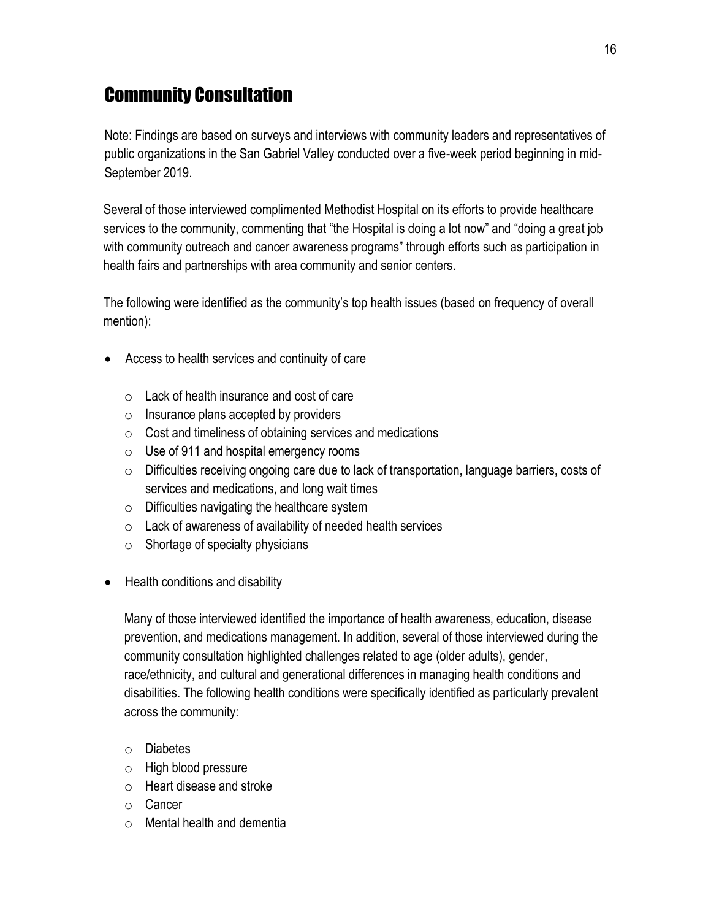# Community Consultation

Note: Findings are based on surveys and interviews with community leaders and representatives of public organizations in the San Gabriel Valley conducted over a five-week period beginning in mid-September 2019.

Several of those interviewed complimented Methodist Hospital on its efforts to provide healthcare services to the community, commenting that "the Hospital is doing a lot now" and "doing a great job with community outreach and cancer awareness programs" through efforts such as participation in health fairs and partnerships with area community and senior centers.

The following were identified as the community's top health issues (based on frequency of overall mention):

- Access to health services and continuity of care
  - Lack of health insurance and cost of care
  - Insurance plans accepted by providers
  - Cost and timeliness of obtaining services and medications
  - Use of 911 and hospital emergency rooms
  - Difficulties receiving ongoing care due to lack of transportation, language barriers, costs of services and medications, and long wait times
  - Difficulties navigating the healthcare system
  - Lack of awareness of availability of needed health services
  - Shortage of specialty physicians
- Health conditions and disability

  Many of those interviewed identified the importance of health awareness, education, disease prevention, and medications management. In addition, several of those interviewed during the community consultation highlighted challenges related to age (older adults), gender, race/ethnicity, and cultural and generational differences in managing health conditions and disabilities. The following health conditions were specifically identified as particularly prevalent across the community:

  - Diabetes
  - High blood pressure
  - Heart disease and stroke
  - Cancer
  - Mental health and dementia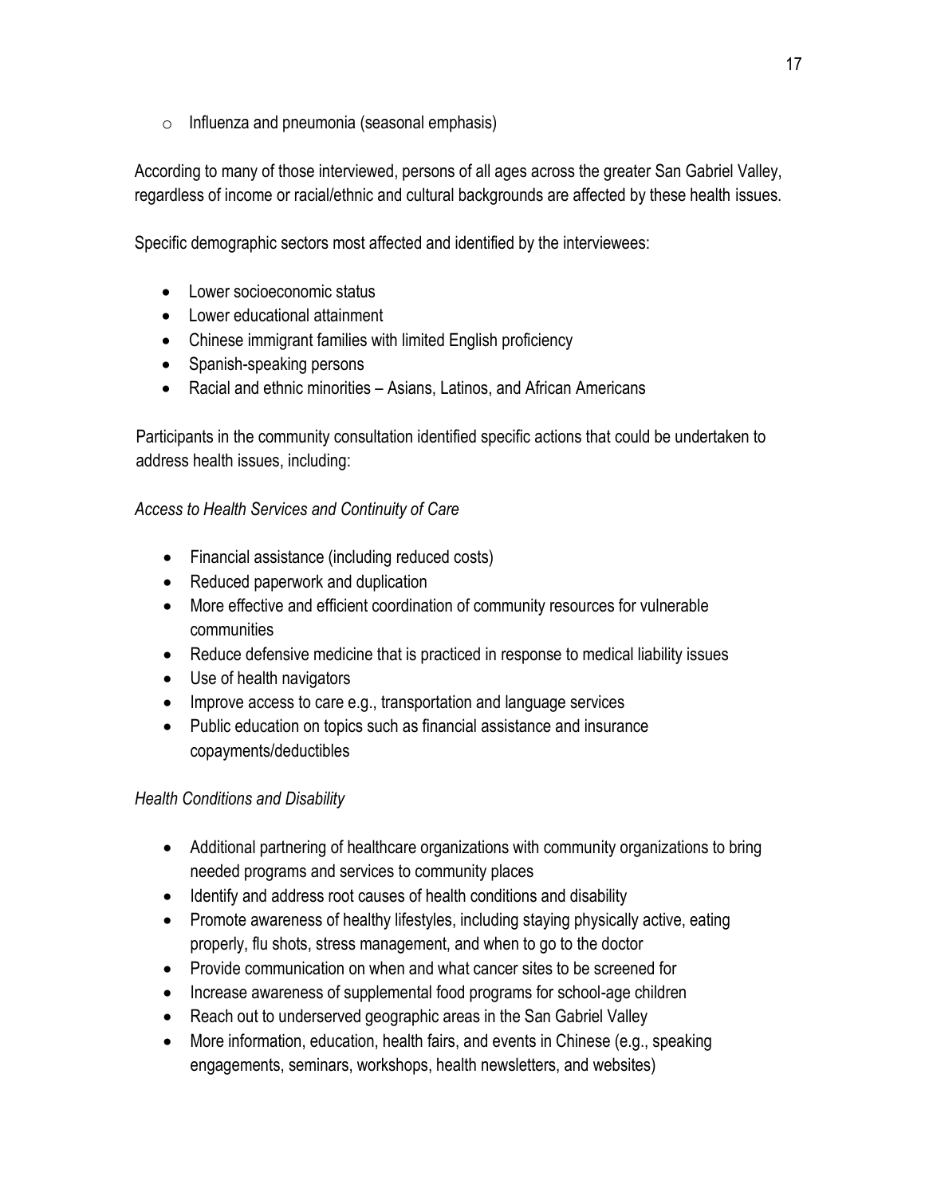- Influenza and pneumonia (seasonal emphasis)

According to many of those interviewed, persons of all ages across the greater San Gabriel Valley, regardless of income or racial/ethnic and cultural backgrounds are affected by these health issues.

Specific demographic sectors most affected and identified by the interviewees:

- Lower socioeconomic status
- Lower educational attainment
- Chinese immigrant families with limited English proficiency
- Spanish-speaking persons
- Racial and ethnic minorities – Asians, Latinos, and African Americans

Participants in the community consultation identified specific actions that could be undertaken to address health issues, including:

*Access to Health Services and Continuity of Care*

- Financial assistance (including reduced costs)
- Reduced paperwork and duplication
- More effective and efficient coordination of community resources for vulnerable communities
- Reduce defensive medicine that is practiced in response to medical liability issues
- Use of health navigators
- Improve access to care e.g., transportation and language services
- Public education on topics such as financial assistance and insurance copayments/deductibles

*Health Conditions and Disability*

- Additional partnering of healthcare organizations with community organizations to bring needed programs and services to community places
- Identify and address root causes of health conditions and disability
- Promote awareness of healthy lifestyles, including staying physically active, eating properly, flu shots, stress management, and when to go to the doctor
- Provide communication on when and what cancer sites to be screened for
- Increase awareness of supplemental food programs for school-age children
- Reach out to underserved geographic areas in the San Gabriel Valley
- More information, education, health fairs, and events in Chinese (e.g., speaking engagements, seminars, workshops, health newsletters, and websites)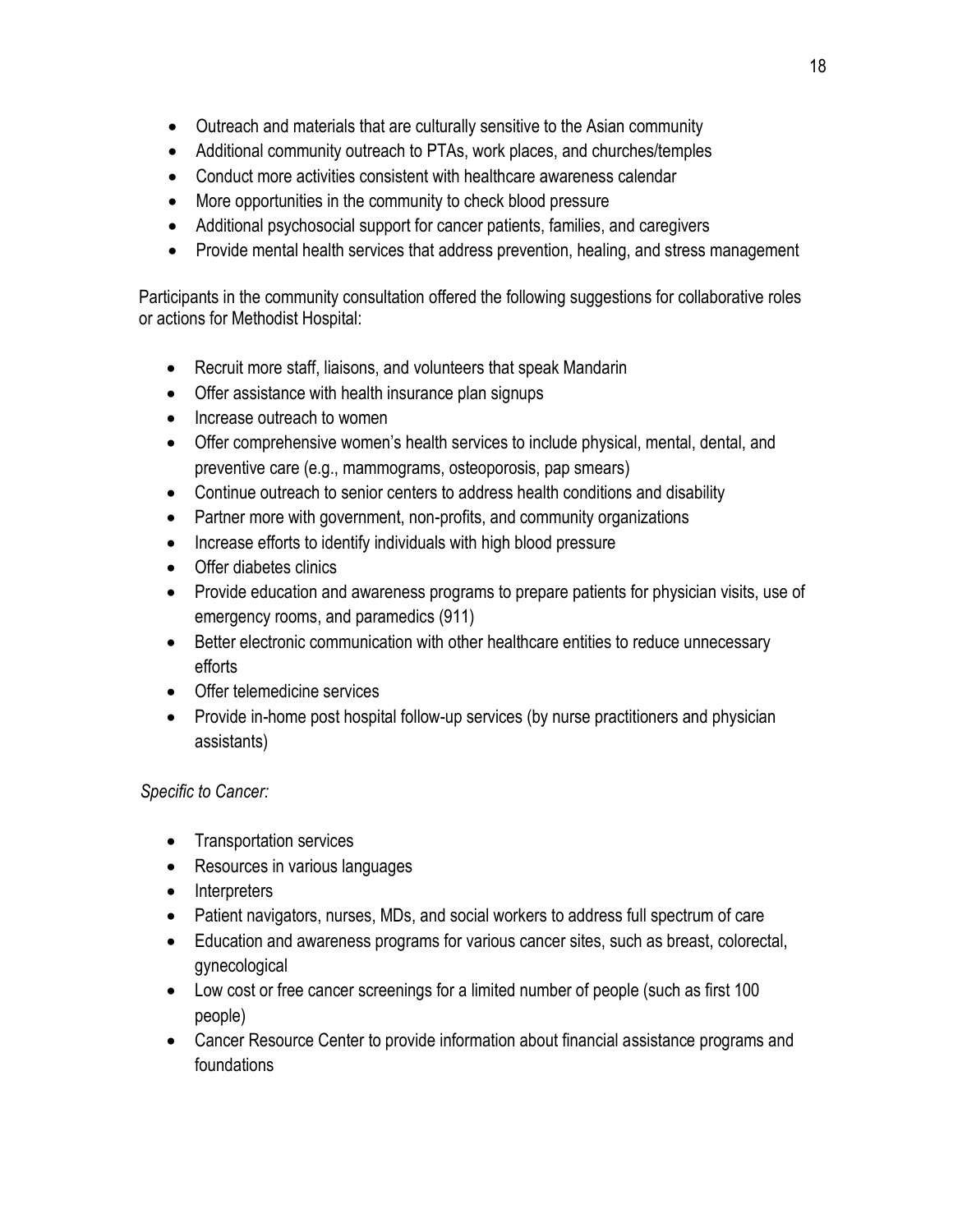- Outreach and materials that are culturally sensitive to the Asian community
- Additional community outreach to PTAs, work places, and churches/temples
- Conduct more activities consistent with healthcare awareness calendar
- More opportunities in the community to check blood pressure
- Additional psychosocial support for cancer patients, families, and caregivers
- Provide mental health services that address prevention, healing, and stress management

Participants in the community consultation offered the following suggestions for collaborative roles or actions for Methodist Hospital:

- Recruit more staff, liaisons, and volunteers that speak Mandarin
- Offer assistance with health insurance plan signups
- Increase outreach to women
- Offer comprehensive women's health services to include physical, mental, dental, and preventive care (e.g., mammograms, osteoporosis, pap smears)
- Continue outreach to senior centers to address health conditions and disability
- Partner more with government, non-profits, and community organizations
- Increase efforts to identify individuals with high blood pressure
- Offer diabetes clinics
- Provide education and awareness programs to prepare patients for physician visits, use of emergency rooms, and paramedics (911)
- Better electronic communication with other healthcare entities to reduce unnecessary efforts
- Offer telemedicine services
- Provide in-home post hospital follow-up services (by nurse practitioners and physician assistants)

*Specific to Cancer:*

- Transportation services
- Resources in various languages
- Interpreters
- Patient navigators, nurses, MDs, and social workers to address full spectrum of care
- Education and awareness programs for various cancer sites, such as breast, colorectal, gynecological
- Low cost or free cancer screenings for a limited number of people (such as first 100 people)
- Cancer Resource Center to provide information about financial assistance programs and foundations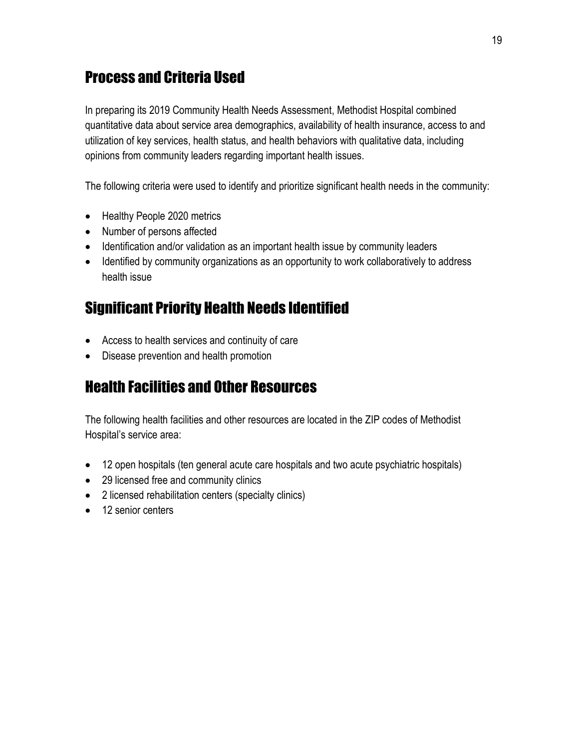## Process and Criteria Used

In preparing its 2019 Community Health Needs Assessment, Methodist Hospital combined quantitative data about service area demographics, availability of health insurance, access to and utilization of key services, health status, and health behaviors with qualitative data, including opinions from community leaders regarding important health issues.

The following criteria were used to identify and prioritize significant health needs in the community:

- Healthy People 2020 metrics
- Number of persons affected
- Identification and/or validation as an important health issue by community leaders
- Identified by community organizations as an opportunity to work collaboratively to address health issue

## Significant Priority Health Needs Identified

- Access to health services and continuity of care
- Disease prevention and health promotion

## Health Facilities and Other Resources

The following health facilities and other resources are located in the ZIP codes of Methodist Hospital's service area:

- 12 open hospitals (ten general acute care hospitals and two acute psychiatric hospitals)
- 29 licensed free and community clinics
- 2 licensed rehabilitation centers (specialty clinics)
- 12 senior centers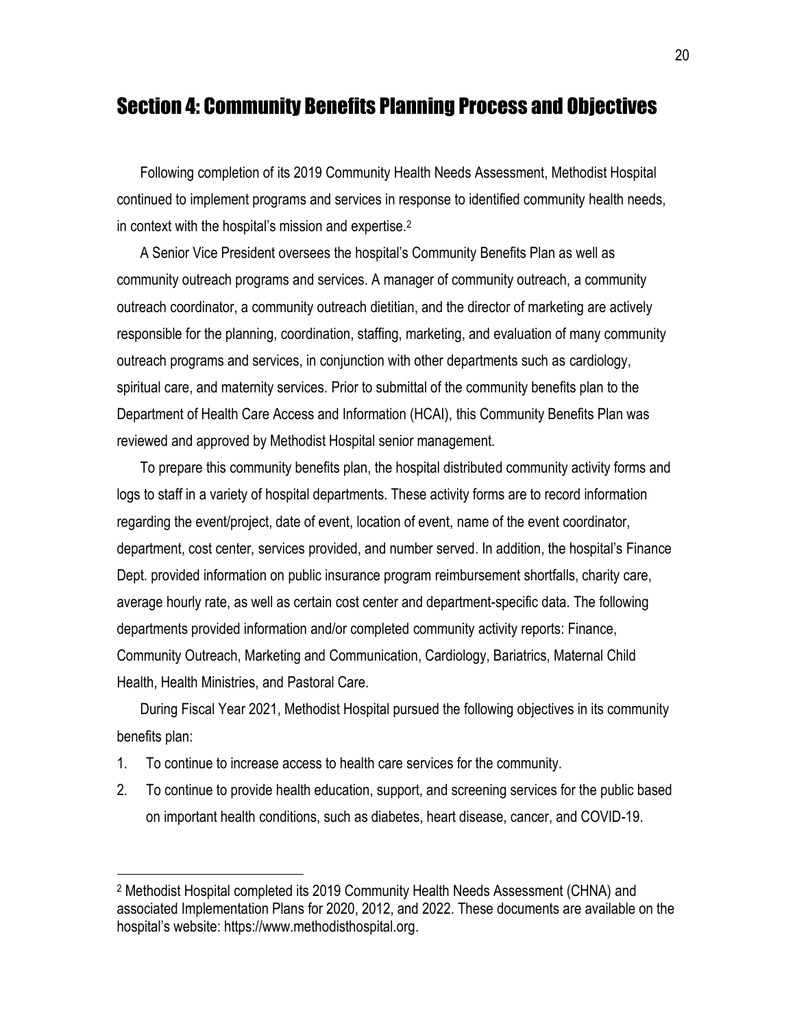# Section 4: Community Benefits Planning Process and Objectives

Following completion of its 2019 Community Health Needs Assessment, Methodist Hospital continued to implement programs and services in response to identified community health needs, in context with the hospital's mission and expertise.[2]

A Senior Vice President oversees the hospital's Community Benefits Plan as well as community outreach programs and services. A manager of community outreach, a community outreach coordinator, a community outreach dietitian, and the director of marketing are actively responsible for the planning, coordination, staffing, marketing, and evaluation of many community outreach programs and services, in conjunction with other departments such as cardiology, spiritual care, and maternity services. Prior to submittal of the community benefits plan to the Department of Health Care Access and Information (HCAI), this Community Benefits Plan was reviewed and approved by Methodist Hospital senior management.

To prepare this community benefits plan, the hospital distributed community activity forms and logs to staff in a variety of hospital departments. These activity forms are to record information regarding the event/project, date of event, location of event, name of the event coordinator, department, cost center, services provided, and number served. In addition, the hospital's Finance Dept. provided information on public insurance program reimbursement shortfalls, charity care, average hourly rate, as well as certain cost center and department-specific data. The following departments provided information and/or completed community activity reports: Finance, Community Outreach, Marketing and Communication, Cardiology, Bariatrics, Maternal Child Health, Health Ministries, and Pastoral Care.

During Fiscal Year 2021, Methodist Hospital pursued the following objectives in its community benefits plan:

1. To continue to increase access to health care services for the community.
2. To continue to provide health education, support, and screening services for the public based on important health conditions, such as diabetes, heart disease, cancer, and COVID-19.

---

[2] Methodist Hospital completed its 2019 Community Health Needs Assessment (CHNA) and associated Implementation Plans for 2020, 2012, and 2022. These documents are available on the hospital's website: https://www.methodisthospital.org.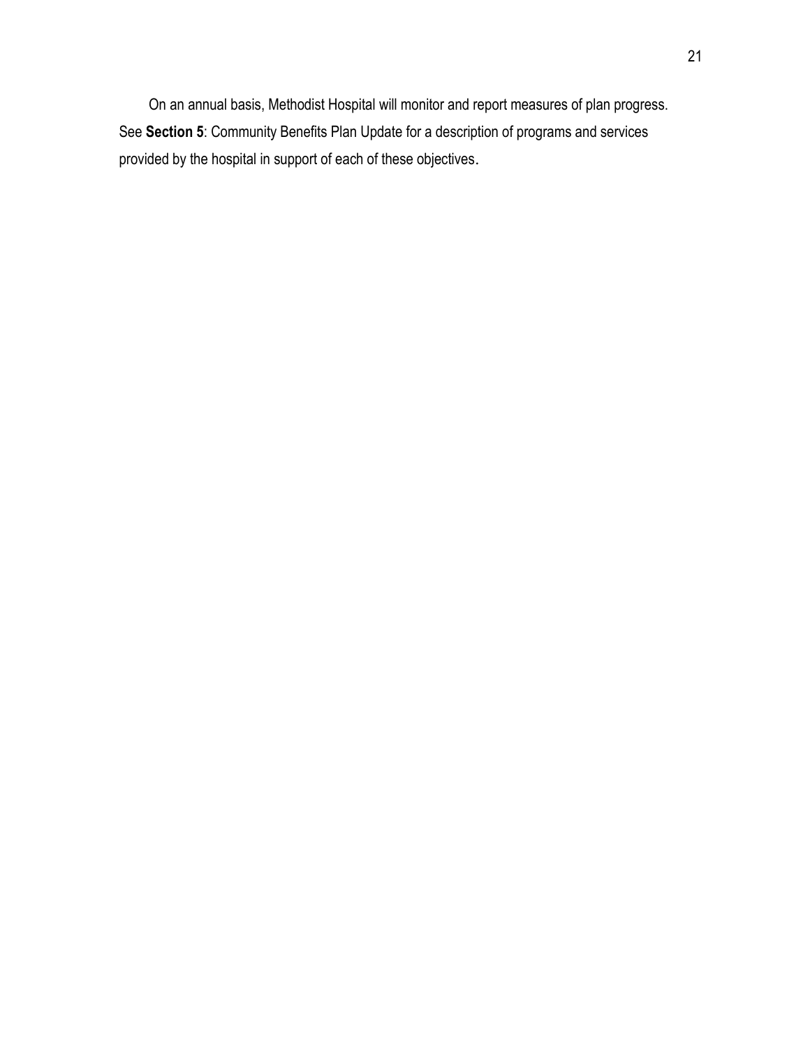On an annual basis, Methodist Hospital will monitor and report measures of plan progress. See **Section 5**: Community Benefits Plan Update for a description of programs and services provided by the hospital in support of each of these objectives.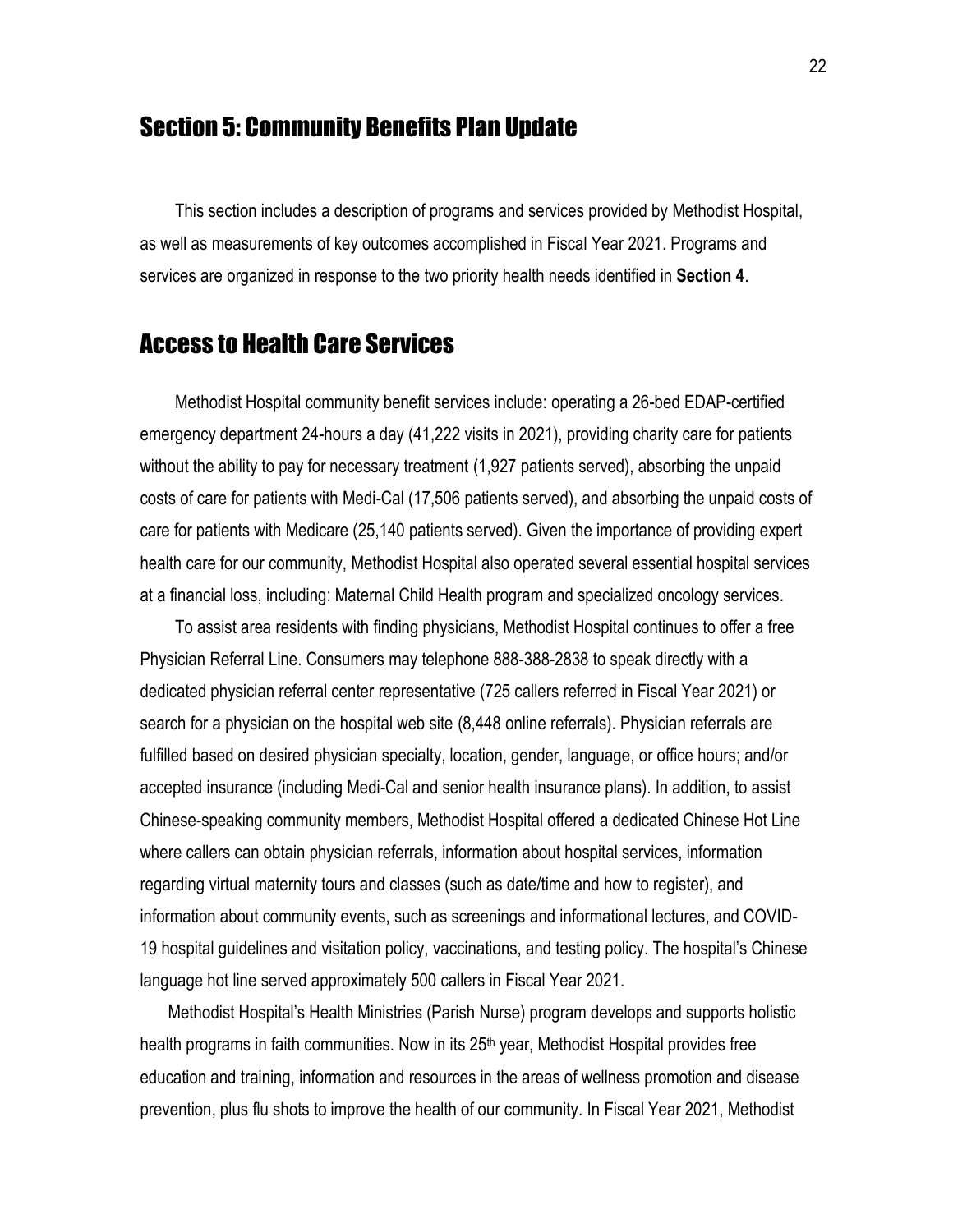# Section 5: Community Benefits Plan Update

This section includes a description of programs and services provided by Methodist Hospital, as well as measurements of key outcomes accomplished in Fiscal Year 2021. Programs and services are organized in response to the two priority health needs identified in **Section 4**.

## Access to Health Care Services

Methodist Hospital community benefit services include: operating a 26-bed EDAP-certified emergency department 24-hours a day (41,222 visits in 2021), providing charity care for patients without the ability to pay for necessary treatment (1,927 patients served), absorbing the unpaid costs of care for patients with Medi-Cal (17,506 patients served), and absorbing the unpaid costs of care for patients with Medicare (25,140 patients served). Given the importance of providing expert health care for our community, Methodist Hospital also operated several essential hospital services at a financial loss, including: Maternal Child Health program and specialized oncology services.

To assist area residents with finding physicians, Methodist Hospital continues to offer a free Physician Referral Line. Consumers may telephone 888-388-2838 to speak directly with a dedicated physician referral center representative (725 callers referred in Fiscal Year 2021) or search for a physician on the hospital web site (8,448 online referrals). Physician referrals are fulfilled based on desired physician specialty, location, gender, language, or office hours; and/or accepted insurance (including Medi-Cal and senior health insurance plans). In addition, to assist Chinese-speaking community members, Methodist Hospital offered a dedicated Chinese Hot Line where callers can obtain physician referrals, information about hospital services, information regarding virtual maternity tours and classes (such as date/time and how to register), and information about community events, such as screenings and informational lectures, and COVID-19 hospital guidelines and visitation policy, vaccinations, and testing policy. The hospital's Chinese language hot line served approximately 500 callers in Fiscal Year 2021.

Methodist Hospital's Health Ministries (Parish Nurse) program develops and supports holistic health programs in faith communities. Now in its 25th year, Methodist Hospital provides free education and training, information and resources in the areas of wellness promotion and disease prevention, plus flu shots to improve the health of our community. In Fiscal Year 2021, Methodist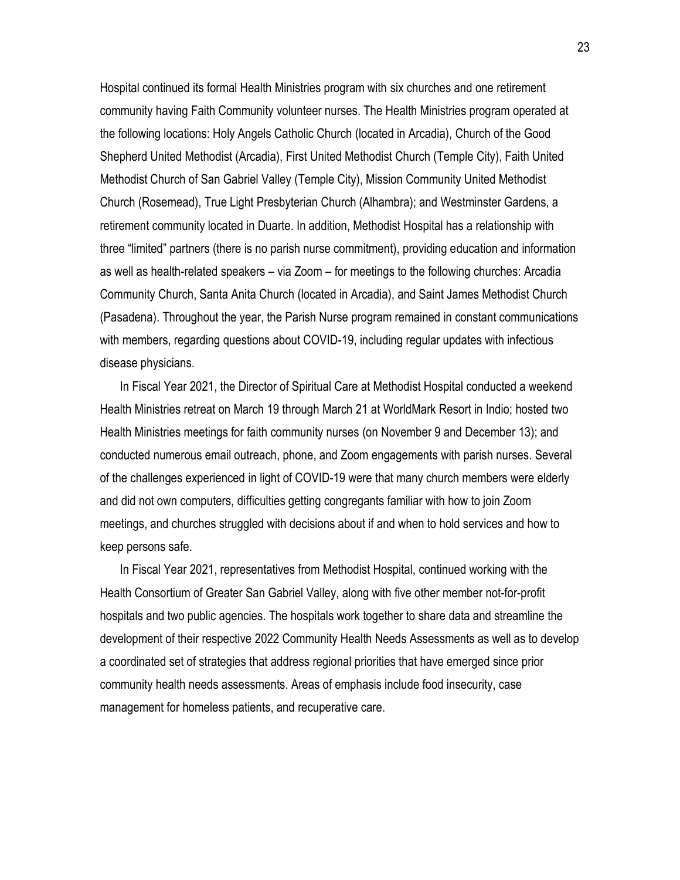Hospital continued its formal Health Ministries program with six churches and one retirement community having Faith Community volunteer nurses. The Health Ministries program operated at the following locations: Holy Angels Catholic Church (located in Arcadia), Church of the Good Shepherd United Methodist (Arcadia), First United Methodist Church (Temple City), Faith United Methodist Church of San Gabriel Valley (Temple City), Mission Community United Methodist Church (Rosemead), True Light Presbyterian Church (Alhambra); and Westminster Gardens, a retirement community located in Duarte. In addition, Methodist Hospital has a relationship with three "limited" partners (there is no parish nurse commitment), providing education and information as well as health-related speakers – via Zoom – for meetings to the following churches: Arcadia Community Church, Santa Anita Church (located in Arcadia), and Saint James Methodist Church (Pasadena). Throughout the year, the Parish Nurse program remained in constant communications with members, regarding questions about COVID-19, including regular updates with infectious disease physicians.

In Fiscal Year 2021, the Director of Spiritual Care at Methodist Hospital conducted a weekend Health Ministries retreat on March 19 through March 21 at WorldMark Resort in Indio; hosted two Health Ministries meetings for faith community nurses (on November 9 and December 13); and conducted numerous email outreach, phone, and Zoom engagements with parish nurses. Several of the challenges experienced in light of COVID-19 were that many church members were elderly and did not own computers, difficulties getting congregants familiar with how to join Zoom meetings, and churches struggled with decisions about if and when to hold services and how to keep persons safe.

In Fiscal Year 2021, representatives from Methodist Hospital, continued working with the Health Consortium of Greater San Gabriel Valley, along with five other member not-for-profit hospitals and two public agencies. The hospitals work together to share data and streamline the development of their respective 2022 Community Health Needs Assessments as well as to develop a coordinated set of strategies that address regional priorities that have emerged since prior community health needs assessments. Areas of emphasis include food insecurity, case management for homeless patients, and recuperative care.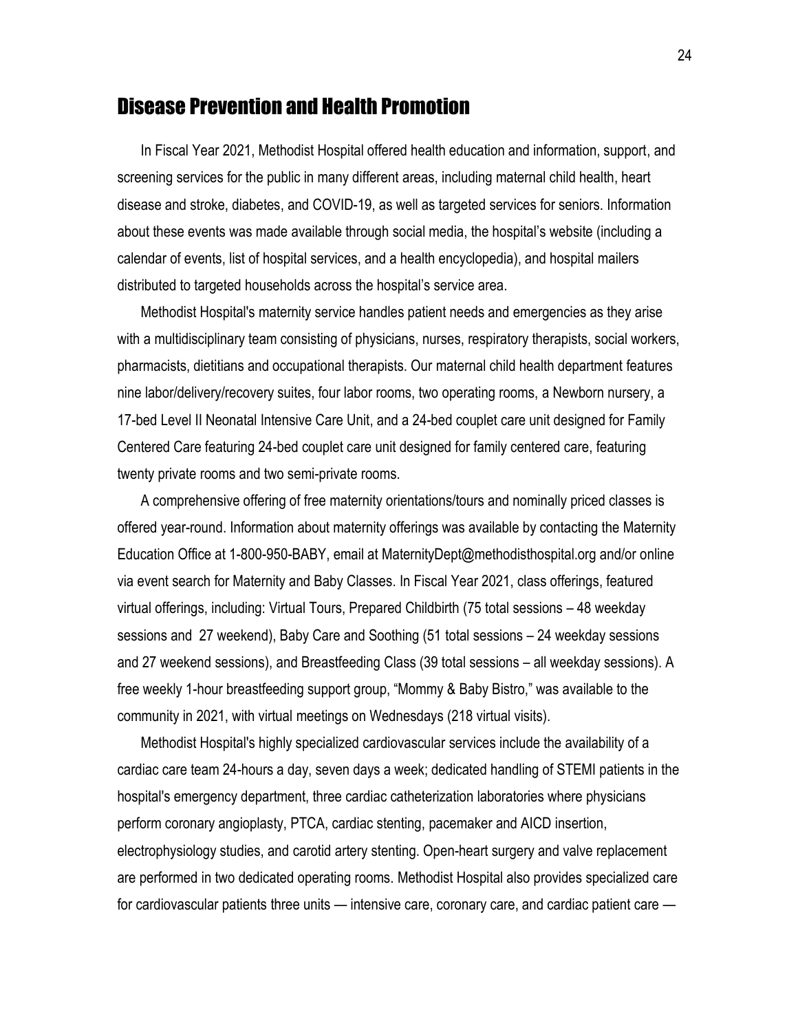## Disease Prevention and Health Promotion

In Fiscal Year 2021, Methodist Hospital offered health education and information, support, and screening services for the public in many different areas, including maternal child health, heart disease and stroke, diabetes, and COVID-19, as well as targeted services for seniors. Information about these events was made available through social media, the hospital's website (including a calendar of events, list of hospital services, and a health encyclopedia), and hospital mailers distributed to targeted households across the hospital's service area.

Methodist Hospital's maternity service handles patient needs and emergencies as they arise with a multidisciplinary team consisting of physicians, nurses, respiratory therapists, social workers, pharmacists, dietitians and occupational therapists. Our maternal child health department features nine labor/delivery/recovery suites, four labor rooms, two operating rooms, a Newborn nursery, a 17-bed Level II Neonatal Intensive Care Unit, and a 24-bed couplet care unit designed for Family Centered Care featuring 24-bed couplet care unit designed for family centered care, featuring twenty private rooms and two semi-private rooms.

A comprehensive offering of free maternity orientations/tours and nominally priced classes is offered year-round. Information about maternity offerings was available by contacting the Maternity Education Office at 1-800-950-BABY, email at MaternityDept@methodisthospital.org and/or online via event search for Maternity and Baby Classes. In Fiscal Year 2021, class offerings, featured virtual offerings, including: Virtual Tours, Prepared Childbirth (75 total sessions – 48 weekday sessions and 27 weekend), Baby Care and Soothing (51 total sessions – 24 weekday sessions and 27 weekend sessions), and Breastfeeding Class (39 total sessions – all weekday sessions). A free weekly 1-hour breastfeeding support group, "Mommy & Baby Bistro," was available to the community in 2021, with virtual meetings on Wednesdays (218 virtual visits).

Methodist Hospital's highly specialized cardiovascular services include the availability of a cardiac care team 24-hours a day, seven days a week; dedicated handling of STEMI patients in the hospital's emergency department, three cardiac catheterization laboratories where physicians perform coronary angioplasty, PTCA, cardiac stenting, pacemaker and AICD insertion, electrophysiology studies, and carotid artery stenting. Open-heart surgery and valve replacement are performed in two dedicated operating rooms. Methodist Hospital also provides specialized care for cardiovascular patients three units — intensive care, coronary care, and cardiac patient care —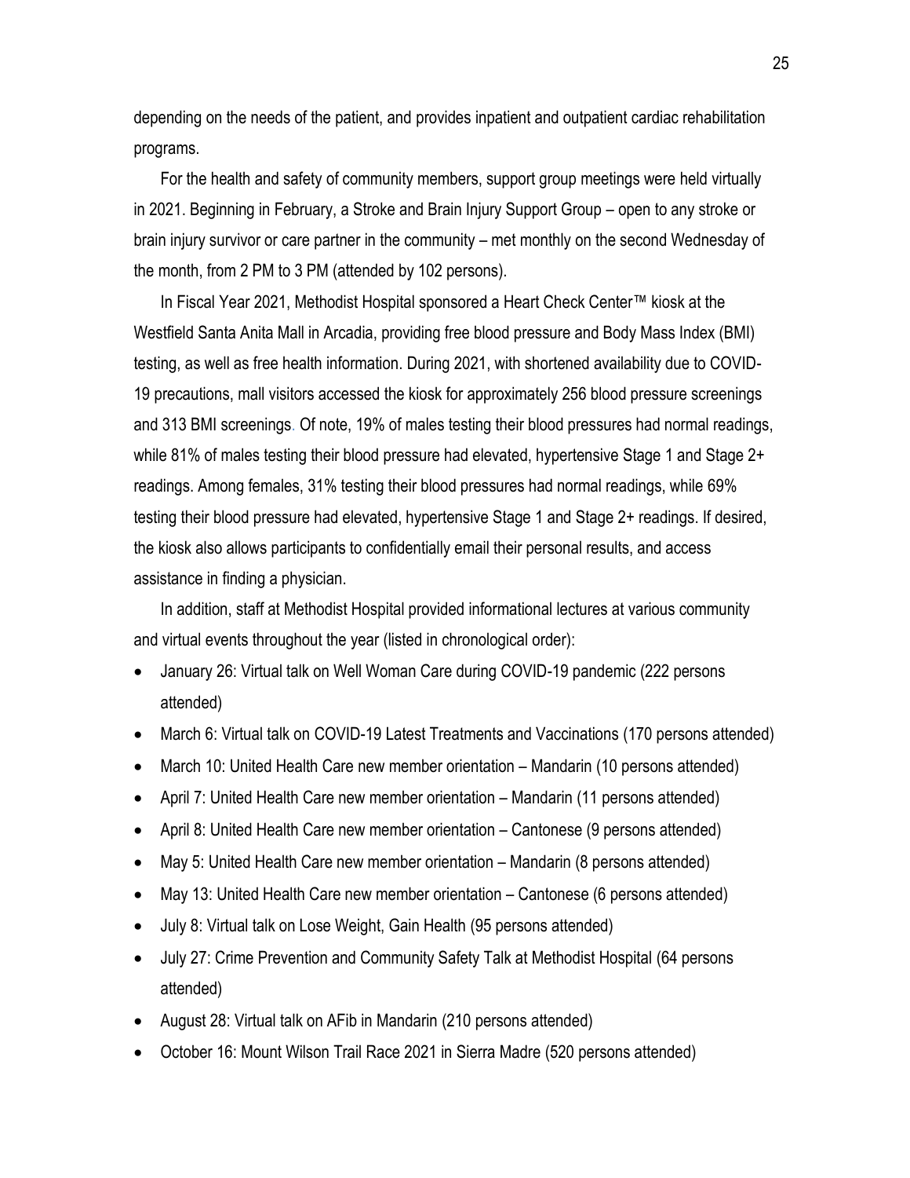depending on the needs of the patient, and provides inpatient and outpatient cardiac rehabilitation programs.

For the health and safety of community members, support group meetings were held virtually in 2021. Beginning in February, a Stroke and Brain Injury Support Group – open to any stroke or brain injury survivor or care partner in the community – met monthly on the second Wednesday of the month, from 2 PM to 3 PM (attended by 102 persons).

In Fiscal Year 2021, Methodist Hospital sponsored a Heart Check Center™ kiosk at the Westfield Santa Anita Mall in Arcadia, providing free blood pressure and Body Mass Index (BMI) testing, as well as free health information. During 2021, with shortened availability due to COVID-19 precautions, mall visitors accessed the kiosk for approximately 256 blood pressure screenings and 313 BMI screenings. Of note, 19% of males testing their blood pressures had normal readings, while 81% of males testing their blood pressure had elevated, hypertensive Stage 1 and Stage 2+ readings. Among females, 31% testing their blood pressures had normal readings, while 69% testing their blood pressure had elevated, hypertensive Stage 1 and Stage 2+ readings. If desired, the kiosk also allows participants to confidentially email their personal results, and access assistance in finding a physician.

In addition, staff at Methodist Hospital provided informational lectures at various community and virtual events throughout the year (listed in chronological order):

- January 26: Virtual talk on Well Woman Care during COVID-19 pandemic (222 persons attended)
- March 6: Virtual talk on COVID-19 Latest Treatments and Vaccinations (170 persons attended)
- March 10: United Health Care new member orientation – Mandarin (10 persons attended)
- April 7: United Health Care new member orientation – Mandarin (11 persons attended)
- April 8: United Health Care new member orientation – Cantonese (9 persons attended)
- May 5: United Health Care new member orientation – Mandarin (8 persons attended)
- May 13: United Health Care new member orientation – Cantonese (6 persons attended)
- July 8: Virtual talk on Lose Weight, Gain Health (95 persons attended)
- July 27: Crime Prevention and Community Safety Talk at Methodist Hospital (64 persons attended)
- August 28: Virtual talk on AFib in Mandarin (210 persons attended)
- October 16: Mount Wilson Trail Race 2021 in Sierra Madre (520 persons attended)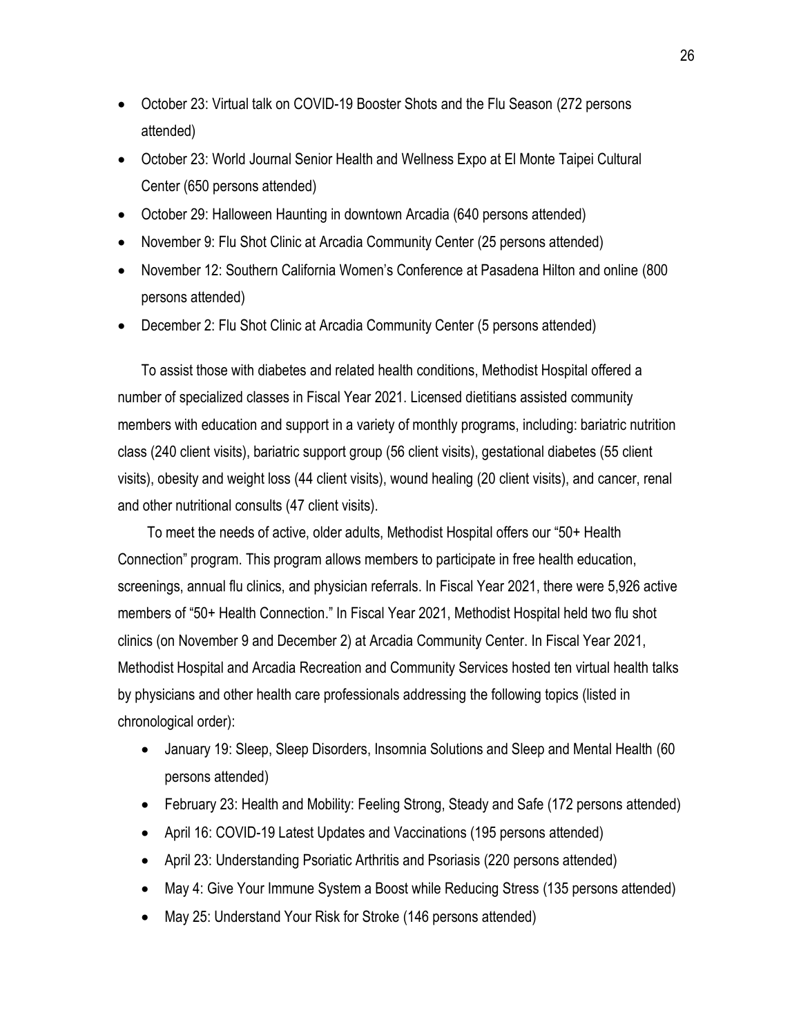- October 23: Virtual talk on COVID-19 Booster Shots and the Flu Season (272 persons attended)
- October 23: World Journal Senior Health and Wellness Expo at El Monte Taipei Cultural Center (650 persons attended)
- October 29: Halloween Haunting in downtown Arcadia (640 persons attended)
- November 9: Flu Shot Clinic at Arcadia Community Center (25 persons attended)
- November 12: Southern California Women's Conference at Pasadena Hilton and online (800 persons attended)
- December 2: Flu Shot Clinic at Arcadia Community Center (5 persons attended)

To assist those with diabetes and related health conditions, Methodist Hospital offered a number of specialized classes in Fiscal Year 2021. Licensed dietitians assisted community members with education and support in a variety of monthly programs, including: bariatric nutrition class (240 client visits), bariatric support group (56 client visits), gestational diabetes (55 client visits), obesity and weight loss (44 client visits), wound healing (20 client visits), and cancer, renal and other nutritional consults (47 client visits).

To meet the needs of active, older adults, Methodist Hospital offers our "50+ Health Connection" program. This program allows members to participate in free health education, screenings, annual flu clinics, and physician referrals. In Fiscal Year 2021, there were 5,926 active members of "50+ Health Connection." In Fiscal Year 2021, Methodist Hospital held two flu shot clinics (on November 9 and December 2) at Arcadia Community Center. In Fiscal Year 2021, Methodist Hospital and Arcadia Recreation and Community Services hosted ten virtual health talks by physicians and other health care professionals addressing the following topics (listed in chronological order):

- January 19: Sleep, Sleep Disorders, Insomnia Solutions and Sleep and Mental Health (60 persons attended)
- February 23: Health and Mobility: Feeling Strong, Steady and Safe (172 persons attended)
- April 16: COVID-19 Latest Updates and Vaccinations (195 persons attended)
- April 23: Understanding Psoriatic Arthritis and Psoriasis (220 persons attended)
- May 4: Give Your Immune System a Boost while Reducing Stress (135 persons attended)
- May 25: Understand Your Risk for Stroke (146 persons attended)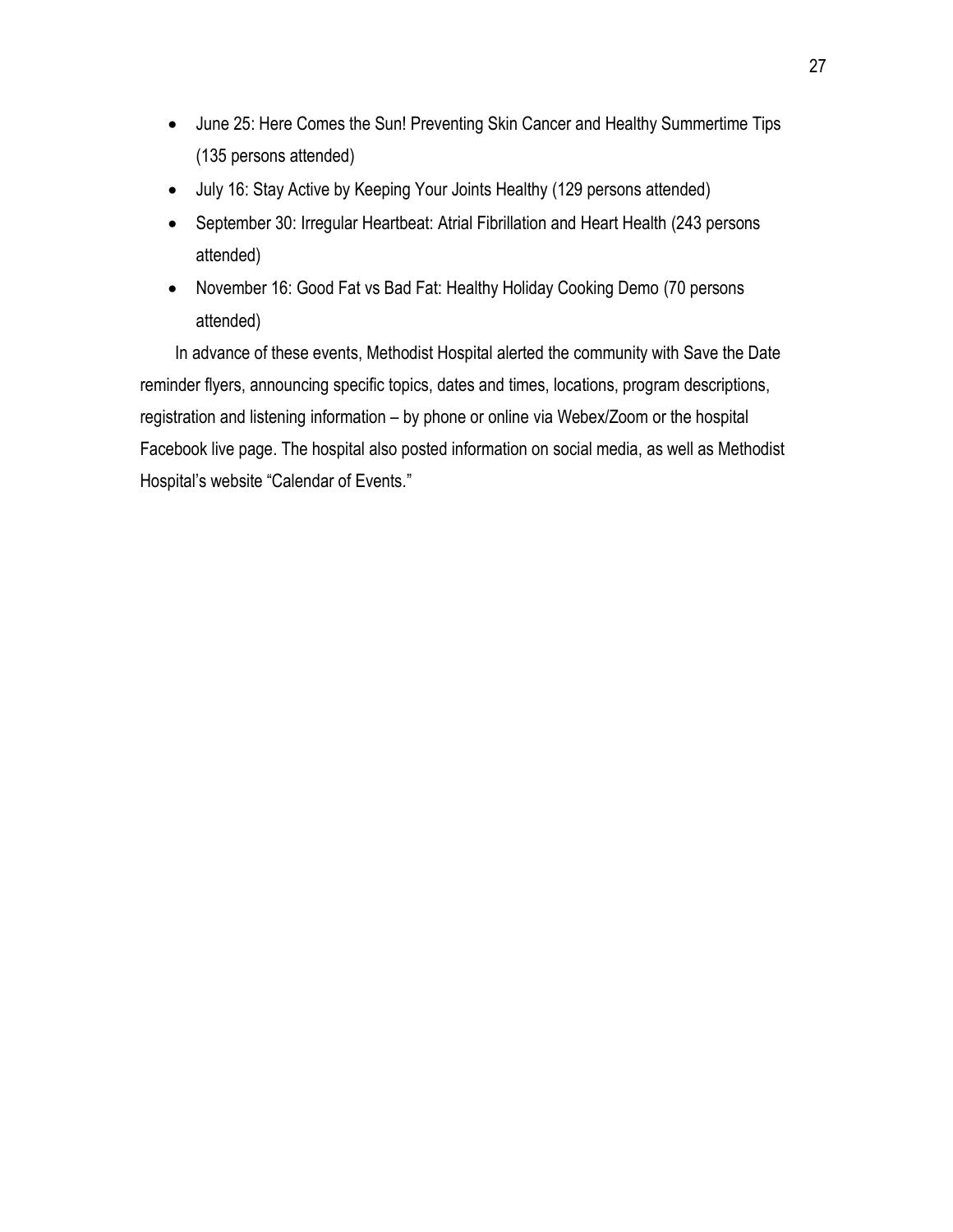- June 25: Here Comes the Sun! Preventing Skin Cancer and Healthy Summertime Tips (135 persons attended)
- July 16: Stay Active by Keeping Your Joints Healthy (129 persons attended)
- September 30: Irregular Heartbeat: Atrial Fibrillation and Heart Health (243 persons attended)
- November 16: Good Fat vs Bad Fat: Healthy Holiday Cooking Demo (70 persons attended)

In advance of these events, Methodist Hospital alerted the community with Save the Date reminder flyers, announcing specific topics, dates and times, locations, program descriptions, registration and listening information – by phone or online via Webex/Zoom or the hospital Facebook live page. The hospital also posted information on social media, as well as Methodist Hospital's website "Calendar of Events."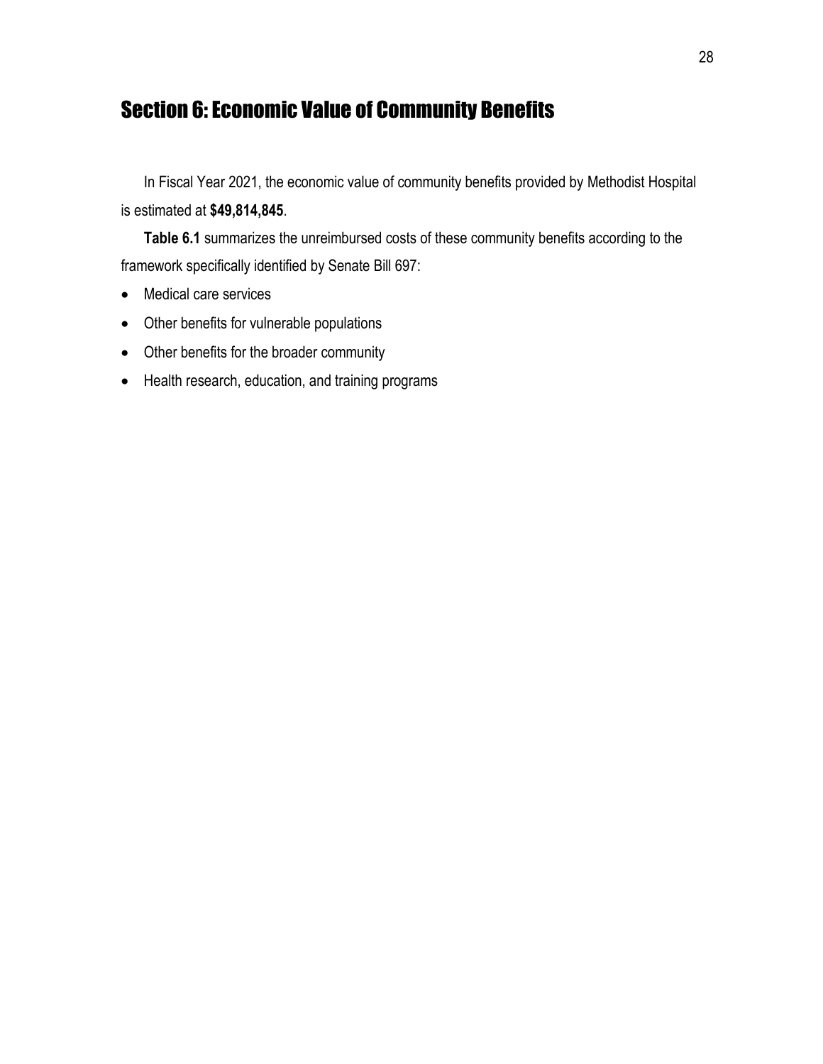# Section 6: Economic Value of Community Benefits

In Fiscal Year 2021, the economic value of community benefits provided by Methodist Hospital is estimated at **$49,814,845**.

**Table 6.1** summarizes the unreimbursed costs of these community benefits according to the framework specifically identified by Senate Bill 697:

- Medical care services
- Other benefits for vulnerable populations
- Other benefits for the broader community
- Health research, education, and training programs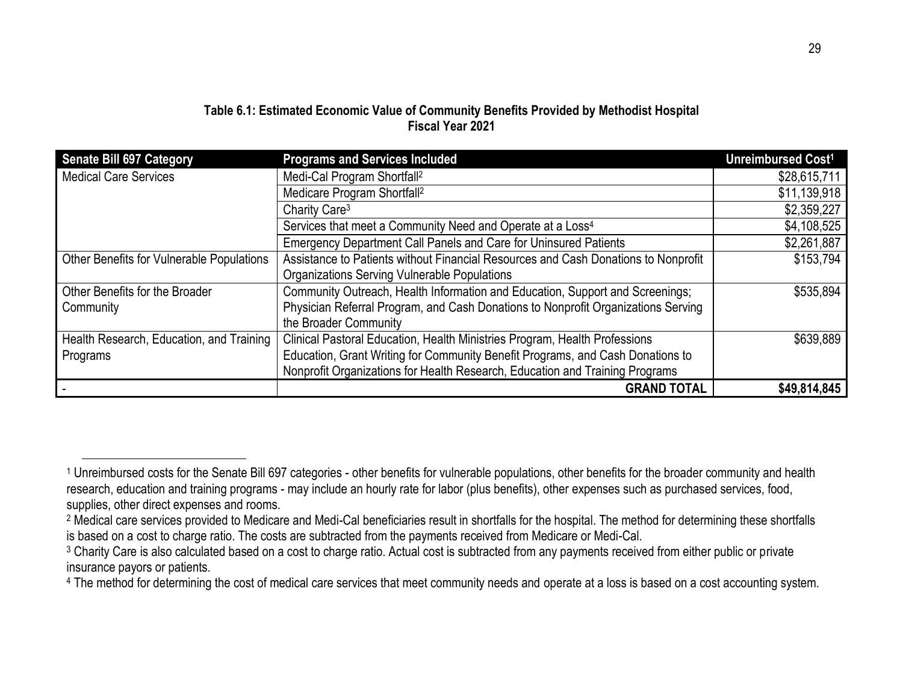**Table 6.1: Estimated Economic Value of Community Benefits Provided by Methodist Hospital Fiscal Year 2021**

| Senate Bill 697 Category | Programs and Services Included | Unreimbursed Cost[1] |
|---|---|---|
| Medical Care Services | Medi-Cal Program Shortfall[2] | $28,615,711 |
| | Medicare Program Shortfall[2] | $11,139,918 |
| | Charity Care[3] | $2,359,227 |
| | Services that meet a Community Need and Operate at a Loss[4] | $4,108,525 |
| | Emergency Department Call Panels and Care for Uninsured Patients | $2,261,887 |
| Other Benefits for Vulnerable Populations | Assistance to Patients without Financial Resources and Cash Donations to Nonprofit Organizations Serving Vulnerable Populations | $153,794 |
| Other Benefits for the Broader Community | Community Outreach, Health Information and Education, Support and Screenings; Physician Referral Program, and Cash Donations to Nonprofit Organizations Serving the Broader Community | $535,894 |
| Health Research, Education, and Training Programs | Clinical Pastoral Education, Health Ministries Program, Health Professions Education, Grant Writing for Community Benefit Programs, and Cash Donations to Nonprofit Organizations for Health Research, Education and Training Programs | $639,889 |
| - | **GRAND TOTAL** | **$49,814,845** |

[1] Unreimbursed costs for the Senate Bill 697 categories - other benefits for vulnerable populations, other benefits for the broader community and health research, education and training programs - may include an hourly rate for labor (plus benefits), other expenses such as purchased services, food, supplies, other direct expenses and rooms.

[2] Medical care services provided to Medicare and Medi-Cal beneficiaries result in shortfalls for the hospital. The method for determining these shortfalls is based on a cost to charge ratio. The costs are subtracted from the payments received from Medicare or Medi-Cal.

[3] Charity Care is also calculated based on a cost to charge ratio. Actual cost is subtracted from any payments received from either public or private insurance payors or patients.

[4] The method for determining the cost of medical care services that meet community needs and operate at a loss is based on a cost accounting system.